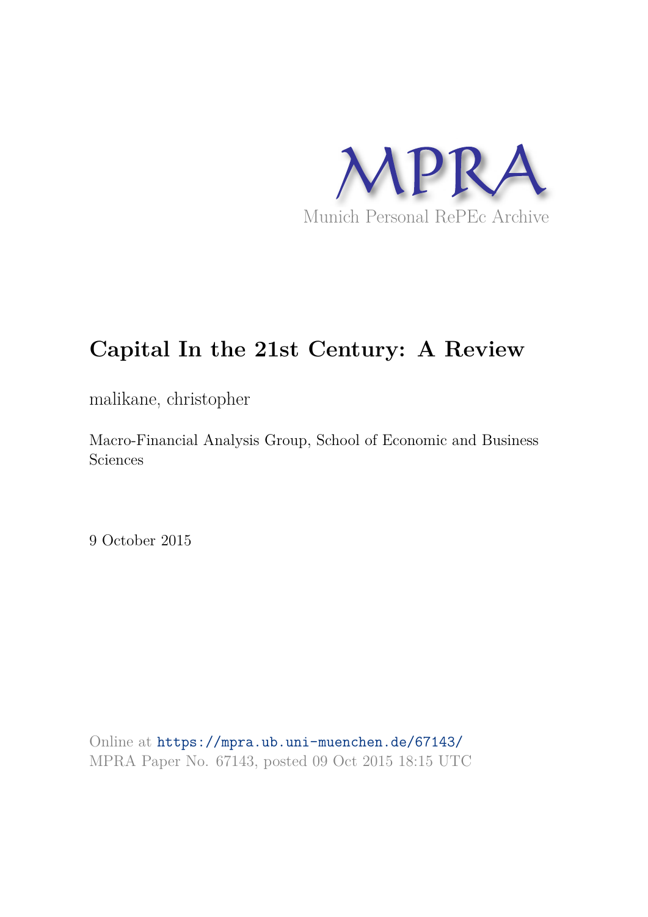MPRA

Munich Personal RePEc Archive

# Capital In the 21st Century: A Review

malikane, christopher

Macro-Financial Analysis Group, School of Economic and Business Sciences

9 October 2015

Online at https://mpra.ub.uni-muenchen.de/67143/
MPRA Paper No. 67143, posted 09 Oct 2015 18:15 UTC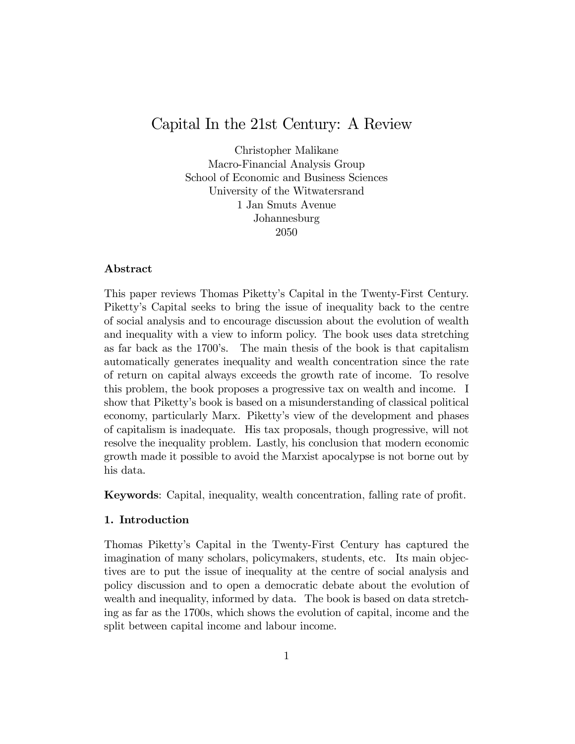# Capital In the 21st Century: A Review

Christopher Malikane
Macro-Financial Analysis Group
School of Economic and Business Sciences
University of the Witwatersrand
1 Jan Smuts Avenue
Johannesburg
2050

### Abstract

This paper reviews Thomas Piketty's Capital in the Twenty-First Century. Piketty's Capital seeks to bring the issue of inequality back to the centre of social analysis and to encourage discussion about the evolution of wealth and inequality with a view to inform policy. The book uses data stretching as far back as the 1700's. The main thesis of the book is that capitalism automatically generates inequality and wealth concentration since the rate of return on capital always exceeds the growth rate of income. To resolve this problem, the book proposes a progressive tax on wealth and income. I show that Piketty's book is based on a misunderstanding of classical political economy, particularly Marx. Piketty's view of the development and phases of capitalism is inadequate. His tax proposals, though progressive, will not resolve the inequality problem. Lastly, his conclusion that modern economic growth made it possible to avoid the Marxist apocalypse is not borne out by his data.

**Keywords**: Capital, inequality, wealth concentration, falling rate of profit.

### 1. Introduction

Thomas Piketty's Capital in the Twenty-First Century has captured the imagination of many scholars, policymakers, students, etc. Its main objectives are to put the issue of inequality at the centre of social analysis and policy discussion and to open a democratic debate about the evolution of wealth and inequality, informed by data. The book is based on data stretching as far as the 1700s, which shows the evolution of capital, income and the split between capital income and labour income.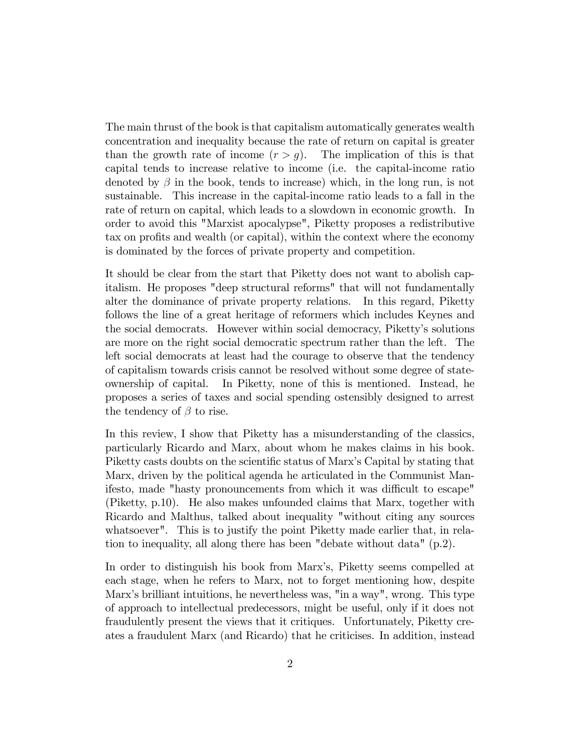The main thrust of the book is that capitalism automatically generates wealth concentration and inequality because the rate of return on capital is greater than the growth rate of income ($r > g$). The implication of this is that capital tends to increase relative to income (i.e. the capital-income ratio denoted by $\beta$ in the book, tends to increase) which, in the long run, is not sustainable. This increase in the capital-income ratio leads to a fall in the rate of return on capital, which leads to a slowdown in economic growth. In order to avoid this "Marxist apocalypse", Piketty proposes a redistributive tax on profits and wealth (or capital), within the context where the economy is dominated by the forces of private property and competition.

It should be clear from the start that Piketty does not want to abolish capitalism. He proposes "deep structural reforms" that will not fundamentally alter the dominance of private property relations. In this regard, Piketty follows the line of a great heritage of reformers which includes Keynes and the social democrats. However within social democracy, Piketty's solutions are more on the right social democratic spectrum rather than the left. The left social democrats at least had the courage to observe that the tendency of capitalism towards crisis cannot be resolved without some degree of state-ownership of capital. In Piketty, none of this is mentioned. Instead, he proposes a series of taxes and social spending ostensibly designed to arrest the tendency of $\beta$ to rise.

In this review, I show that Piketty has a misunderstanding of the classics, particularly Ricardo and Marx, about whom he makes claims in his book. Piketty casts doubts on the scientific status of Marx's Capital by stating that Marx, driven by the political agenda he articulated in the Communist Manifesto, made "hasty pronouncements from which it was difficult to escape" (Piketty, p.10). He also makes unfounded claims that Marx, together with Ricardo and Malthus, talked about inequality "without citing any sources whatsoever". This is to justify the point Piketty made earlier that, in relation to inequality, all along there has been "debate without data" (p.2).

In order to distinguish his book from Marx's, Piketty seems compelled at each stage, when he refers to Marx, not to forget mentioning how, despite Marx's brilliant intuitions, he nevertheless was, "in a way", wrong. This type of approach to intellectual predecessors, might be useful, only if it does not fraudulently present the views that it critiques. Unfortunately, Piketty creates a fraudulent Marx (and Ricardo) that he criticises. In addition, instead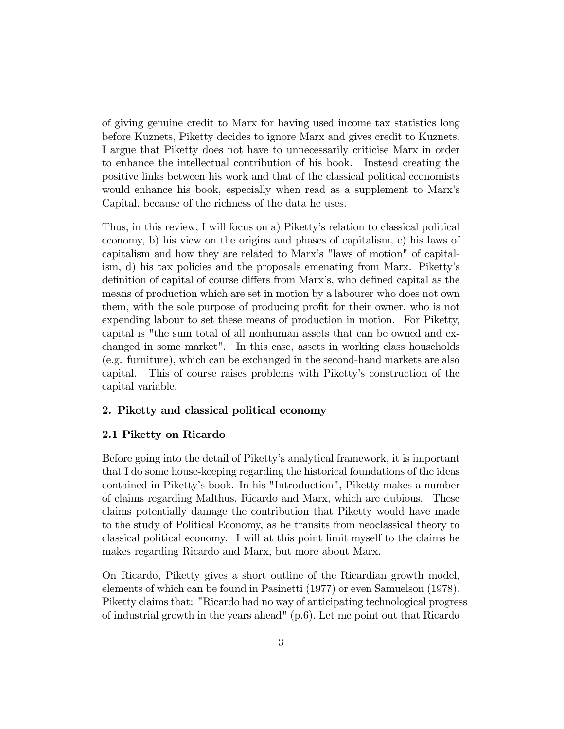of giving genuine credit to Marx for having used income tax statistics long before Kuznets, Piketty decides to ignore Marx and gives credit to Kuznets. I argue that Piketty does not have to unnecessarily criticise Marx in order to enhance the intellectual contribution of his book. Instead creating the positive links between his work and that of the classical political economists would enhance his book, especially when read as a supplement to Marx's Capital, because of the richness of the data he uses.

Thus, in this review, I will focus on a) Piketty's relation to classical political economy, b) his view on the origins and phases of capitalism, c) his laws of capitalism and how they are related to Marx's "laws of motion" of capitalism, d) his tax policies and the proposals emenating from Marx. Piketty's definition of capital of course differs from Marx's, who defined capital as the means of production which are set in motion by a labourer who does not own them, with the sole purpose of producing profit for their owner, who is not expending labour to set these means of production in motion. For Piketty, capital is "the sum total of all nonhuman assets that can be owned and exchanged in some market". In this case, assets in working class households (e.g. furniture), which can be exchanged in the second-hand markets are also capital. This of course raises problems with Piketty's construction of the capital variable.

## 2. Piketty and classical political economy

### 2.1 Piketty on Ricardo

Before going into the detail of Piketty's analytical framework, it is important that I do some house-keeping regarding the historical foundations of the ideas contained in Piketty's book. In his "Introduction", Piketty makes a number of claims regarding Malthus, Ricardo and Marx, which are dubious. These claims potentially damage the contribution that Piketty would have made to the study of Political Economy, as he transits from neoclassical theory to classical political economy. I will at this point limit myself to the claims he makes regarding Ricardo and Marx, but more about Marx.

On Ricardo, Piketty gives a short outline of the Ricardian growth model, elements of which can be found in Pasinetti (1977) or even Samuelson (1978). Piketty claims that: "Ricardo had no way of anticipating technological progress of industrial growth in the years ahead" (p.6). Let me point out that Ricardo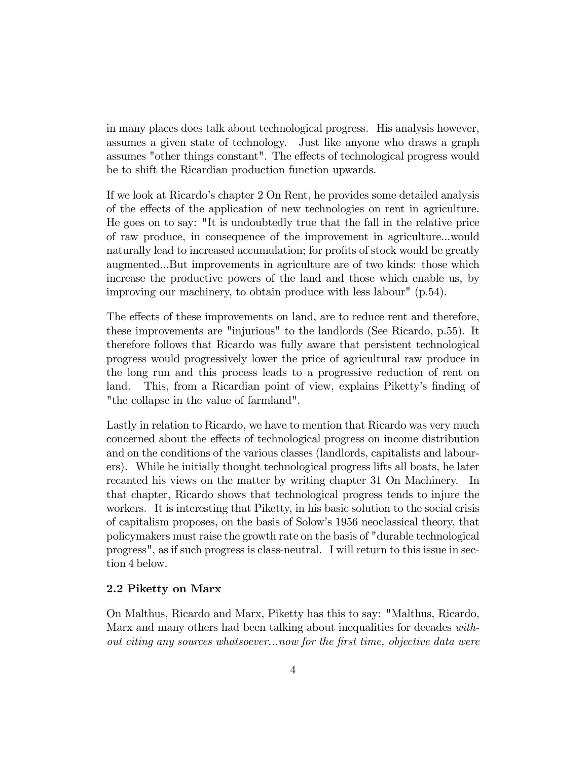in many places does talk about technological progress. His analysis however, assumes a given state of technology. Just like anyone who draws a graph assumes "other things constant". The effects of technological progress would be to shift the Ricardian production function upwards.

If we look at Ricardo's chapter 2 On Rent, he provides some detailed analysis of the effects of the application of new technologies on rent in agriculture. He goes on to say: "It is undoubtedly true that the fall in the relative price of raw produce, in consequence of the improvement in agriculture...would naturally lead to increased accumulation; for profits of stock would be greatly augmented...But improvements in agriculture are of two kinds: those which increase the productive powers of the land and those which enable us, by improving our machinery, to obtain produce with less labour" (p.54).

The effects of these improvements on land, are to reduce rent and therefore, these improvements are "injurious" to the landlords (See Ricardo, p.55). It therefore follows that Ricardo was fully aware that persistent technological progress would progressively lower the price of agricultural raw produce in the long run and this process leads to a progressive reduction of rent on land. This, from a Ricardian point of view, explains Piketty's finding of "the collapse in the value of farmland".

Lastly in relation to Ricardo, we have to mention that Ricardo was very much concerned about the effects of technological progress on income distribution and on the conditions of the various classes (landlords, capitalists and labourers). While he initially thought technological progress lifts all boats, he later recanted his views on the matter by writing chapter 31 On Machinery. In that chapter, Ricardo shows that technological progress tends to injure the workers. It is interesting that Piketty, in his basic solution to the social crisis of capitalism proposes, on the basis of Solow's 1956 neoclassical theory, that policymakers must raise the growth rate on the basis of "durable technological progress", as if such progress is class-neutral. I will return to this issue in section 4 below.

### 2.2 Piketty on Marx

On Malthus, Ricardo and Marx, Piketty has this to say: "Malthus, Ricardo, Marx and many others had been talking about inequalities for decades *without citing any sources whatsoever...now for the first time, objective data were*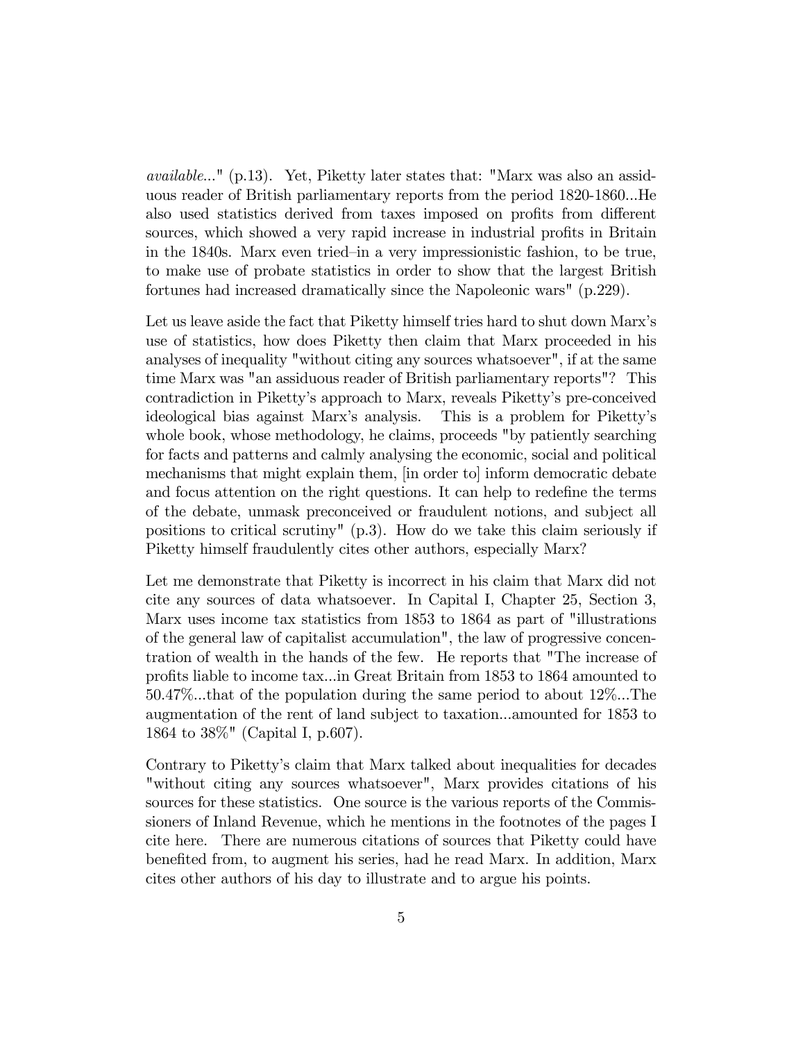*available...*" (p.13). Yet, Piketty later states that: "Marx was also an assiduous reader of British parliamentary reports from the period 1820-1860...He also used statistics derived from taxes imposed on profits from different sources, which showed a very rapid increase in industrial profits in Britain in the 1840s. Marx even tried–in a very impressionistic fashion, to be true, to make use of probate statistics in order to show that the largest British fortunes had increased dramatically since the Napoleonic wars" (p.229).

Let us leave aside the fact that Piketty himself tries hard to shut down Marx's use of statistics, how does Piketty then claim that Marx proceeded in his analyses of inequality "without citing any sources whatsoever", if at the same time Marx was "an assiduous reader of British parliamentary reports"? This contradiction in Piketty's approach to Marx, reveals Piketty's pre-conceived ideological bias against Marx's analysis. This is a problem for Piketty's whole book, whose methodology, he claims, proceeds "by patiently searching for facts and patterns and calmly analysing the economic, social and political mechanisms that might explain them, [in order to] inform democratic debate and focus attention on the right questions. It can help to redefine the terms of the debate, unmask preconceived or fraudulent notions, and subject all positions to critical scrutiny" (p.3). How do we take this claim seriously if Piketty himself fraudulently cites other authors, especially Marx?

Let me demonstrate that Piketty is incorrect in his claim that Marx did not cite any sources of data whatsoever. In Capital I, Chapter 25, Section 3, Marx uses income tax statistics from 1853 to 1864 as part of "illustrations of the general law of capitalist accumulation", the law of progressive concentration of wealth in the hands of the few. He reports that "The increase of profits liable to income tax...in Great Britain from 1853 to 1864 amounted to 50.47%...that of the population during the same period to about 12%...The augmentation of the rent of land subject to taxation...amounted for 1853 to 1864 to 38%" (Capital I, p.607).

Contrary to Piketty's claim that Marx talked about inequalities for decades "without citing any sources whatsoever", Marx provides citations of his sources for these statistics. One source is the various reports of the Commissioners of Inland Revenue, which he mentions in the footnotes of the pages I cite here. There are numerous citations of sources that Piketty could have benefited from, to augment his series, had he read Marx. In addition, Marx cites other authors of his day to illustrate and to argue his points.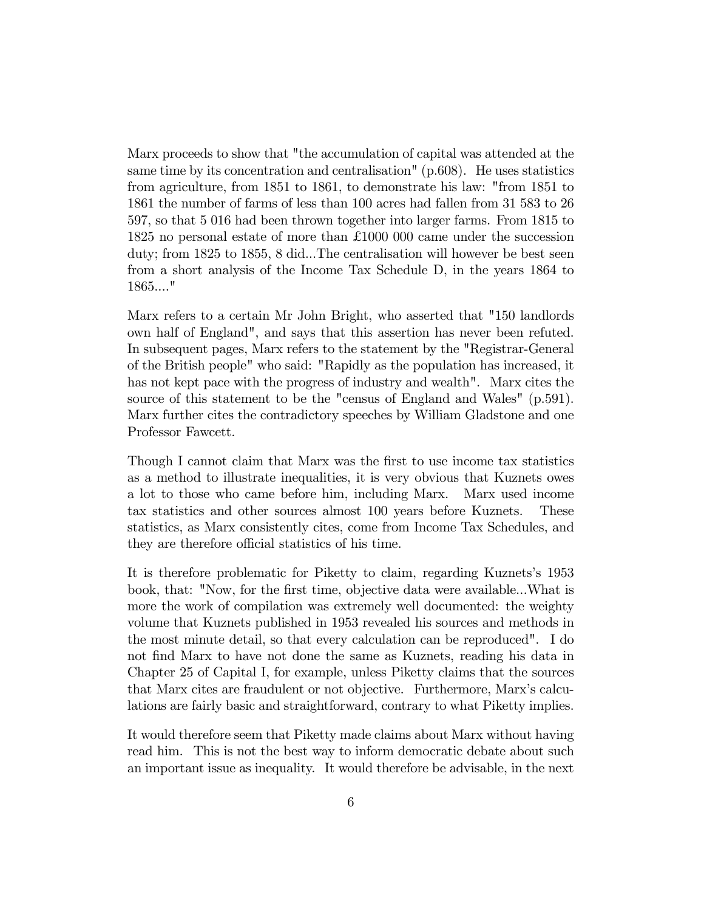Marx proceeds to show that "the accumulation of capital was attended at the same time by its concentration and centralisation" (p.608). He uses statistics from agriculture, from 1851 to 1861, to demonstrate his law: "from 1851 to 1861 the number of farms of less than 100 acres had fallen from 31 583 to 26 597, so that 5 016 had been thrown together into larger farms. From 1815 to 1825 no personal estate of more than £1000 000 came under the succession duty; from 1825 to 1855, 8 did...The centralisation will however be best seen from a short analysis of the Income Tax Schedule D, in the years 1864 to 1865...."

Marx refers to a certain Mr John Bright, who asserted that "150 landlords own half of England", and says that this assertion has never been refuted. In subsequent pages, Marx refers to the statement by the "Registrar-General of the British people" who said: "Rapidly as the population has increased, it has not kept pace with the progress of industry and wealth". Marx cites the source of this statement to be the "census of England and Wales" (p.591). Marx further cites the contradictory speeches by William Gladstone and one Professor Fawcett.

Though I cannot claim that Marx was the first to use income tax statistics as a method to illustrate inequalities, it is very obvious that Kuznets owes a lot to those who came before him, including Marx. Marx used income tax statistics and other sources almost 100 years before Kuznets. These statistics, as Marx consistently cites, come from Income Tax Schedules, and they are therefore official statistics of his time.

It is therefore problematic for Piketty to claim, regarding Kuznets's 1953 book, that: "Now, for the first time, objective data were available...What is more the work of compilation was extremely well documented: the weighty volume that Kuznets published in 1953 revealed his sources and methods in the most minute detail, so that every calculation can be reproduced". I do not find Marx to have not done the same as Kuznets, reading his data in Chapter 25 of Capital I, for example, unless Piketty claims that the sources that Marx cites are fraudulent or not objective. Furthermore, Marx's calculations are fairly basic and straightforward, contrary to what Piketty implies.

It would therefore seem that Piketty made claims about Marx without having read him. This is not the best way to inform democratic debate about such an important issue as inequality. It would therefore be advisable, in the next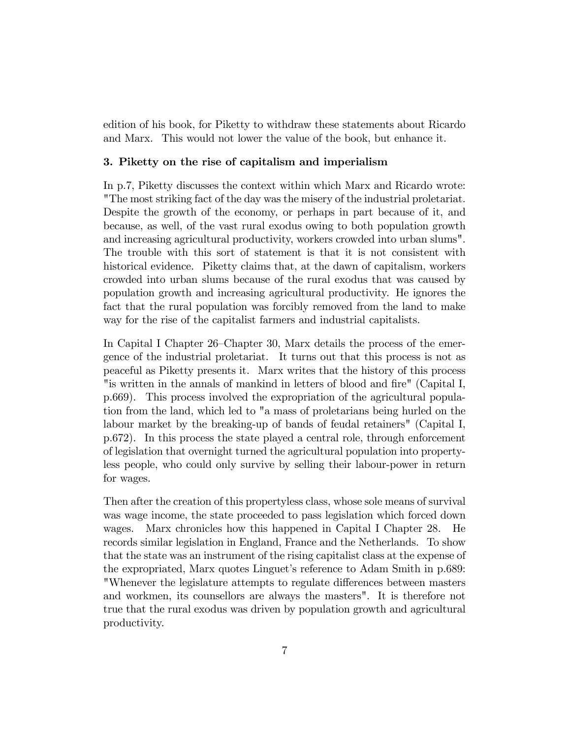edition of his book, for Piketty to withdraw these statements about Ricardo and Marx. This would not lower the value of the book, but enhance it.

### 3. Piketty on the rise of capitalism and imperialism

In p.7, Piketty discusses the context within which Marx and Ricardo wrote: "The most striking fact of the day was the misery of the industrial proletariat. Despite the growth of the economy, or perhaps in part because of it, and because, as well, of the vast rural exodus owing to both population growth and increasing agricultural productivity, workers crowded into urban slums". The trouble with this sort of statement is that it is not consistent with historical evidence. Piketty claims that, at the dawn of capitalism, workers crowded into urban slums because of the rural exodus that was caused by population growth and increasing agricultural productivity. He ignores the fact that the rural population was forcibly removed from the land to make way for the rise of the capitalist farmers and industrial capitalists.

In Capital I Chapter 26–Chapter 30, Marx details the process of the emergence of the industrial proletariat. It turns out that this process is not as peaceful as Piketty presents it. Marx writes that the history of this process "is written in the annals of mankind in letters of blood and fire" (Capital I, p.669). This process involved the expropriation of the agricultural population from the land, which led to "a mass of proletarians being hurled on the labour market by the breaking-up of bands of feudal retainers" (Capital I, p.672). In this process the state played a central role, through enforcement of legislation that overnight turned the agricultural population into propertyless people, who could only survive by selling their labour-power in return for wages.

Then after the creation of this propertyless class, whose sole means of survival was wage income, the state proceeded to pass legislation which forced down wages. Marx chronicles how this happened in Capital I Chapter 28. He records similar legislation in England, France and the Netherlands. To show that the state was an instrument of the rising capitalist class at the expense of the expropriated, Marx quotes Linguet's reference to Adam Smith in p.689: "Whenever the legislature attempts to regulate differences between masters and workmen, its counsellors are always the masters". It is therefore not true that the rural exodus was driven by population growth and agricultural productivity.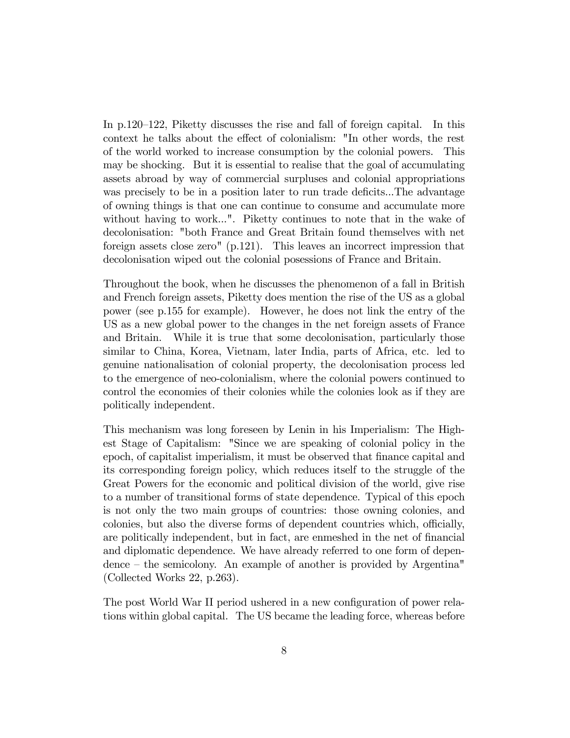In p.120–122, Piketty discusses the rise and fall of foreign capital. In this context he talks about the effect of colonialism: "In other words, the rest of the world worked to increase consumption by the colonial powers. This may be shocking. But it is essential to realise that the goal of accumulating assets abroad by way of commercial surpluses and colonial appropriations was precisely to be in a position later to run trade deficits...The advantage of owning things is that one can continue to consume and accumulate more without having to work...". Piketty continues to note that in the wake of decolonisation: "both France and Great Britain found themselves with net foreign assets close zero" (p.121). This leaves an incorrect impression that decolonisation wiped out the colonial posessions of France and Britain.

Throughout the book, when he discusses the phenomenon of a fall in British and French foreign assets, Piketty does mention the rise of the US as a global power (see p.155 for example). However, he does not link the entry of the US as a new global power to the changes in the net foreign assets of France and Britain. While it is true that some decolonisation, particularly those similar to China, Korea, Vietnam, later India, parts of Africa, etc. led to genuine nationalisation of colonial property, the decolonisation process led to the emergence of neo-colonialism, where the colonial powers continued to control the economies of their colonies while the colonies look as if they are politically independent.

This mechanism was long foreseen by Lenin in his Imperialism: The Highest Stage of Capitalism: "Since we are speaking of colonial policy in the epoch, of capitalist imperialism, it must be observed that finance capital and its corresponding foreign policy, which reduces itself to the struggle of the Great Powers for the economic and political division of the world, give rise to a number of transitional forms of state dependence. Typical of this epoch is not only the two main groups of countries: those owning colonies, and colonies, but also the diverse forms of dependent countries which, officially, are politically independent, but in fact, are enmeshed in the net of financial and diplomatic dependence. We have already referred to one form of dependence – the semicolony. An example of another is provided by Argentina" (Collected Works 22, p.263).

The post World War II period ushered in a new configuration of power relations within global capital. The US became the leading force, whereas before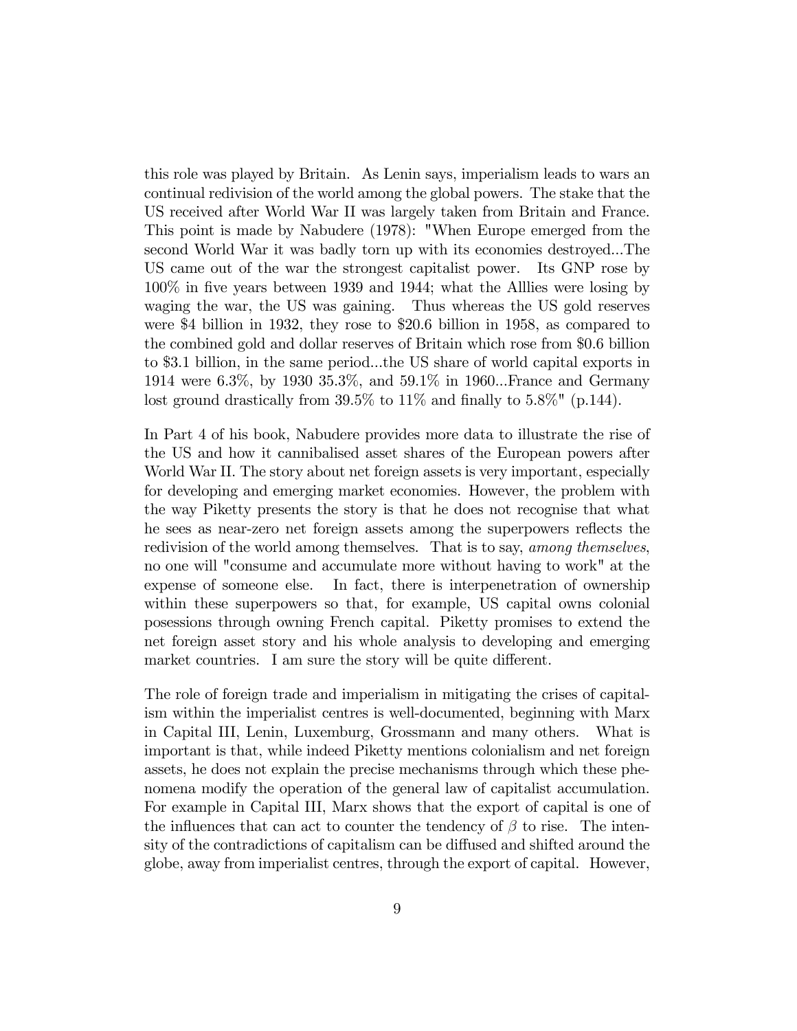this role was played by Britain. As Lenin says, imperialism leads to wars an continual redivision of the world among the global powers. The stake that the US received after World War II was largely taken from Britain and France. This point is made by Nabudere (1978): "When Europe emerged from the second World War it was badly torn up with its economies destroyed...The US came out of the war the strongest capitalist power. Its GNP rose by 100% in five years between 1939 and 1944; what the Alllies were losing by waging the war, the US was gaining. Thus whereas the US gold reserves were \$4 billion in 1932, they rose to \$20.6 billion in 1958, as compared to the combined gold and dollar reserves of Britain which rose from \$0.6 billion to \$3.1 billion, in the same period...the US share of world capital exports in 1914 were 6.3%, by 1930 35.3%, and 59.1% in 1960...France and Germany lost ground drastically from 39.5% to 11% and finally to 5.8%" (p.144).

In Part 4 of his book, Nabudere provides more data to illustrate the rise of the US and how it cannibalised asset shares of the European powers after World War II. The story about net foreign assets is very important, especially for developing and emerging market economies. However, the problem with the way Piketty presents the story is that he does not recognise that what he sees as near-zero net foreign assets among the superpowers reflects the redivision of the world among themselves. That is to say, *among themselves*, no one will "consume and accumulate more without having to work" at the expense of someone else. In fact, there is interpenetration of ownership within these superpowers so that, for example, US capital owns colonial posessions through owning French capital. Piketty promises to extend the net foreign asset story and his whole analysis to developing and emerging market countries. I am sure the story will be quite different.

The role of foreign trade and imperialism in mitigating the crises of capitalism within the imperialist centres is well-documented, beginning with Marx in Capital III, Lenin, Luxemburg, Grossmann and many others. What is important is that, while indeed Piketty mentions colonialism and net foreign assets, he does not explain the precise mechanisms through which these phenomena modify the operation of the general law of capitalist accumulation. For example in Capital III, Marx shows that the export of capital is one of the influences that can act to counter the tendency of $\beta$ to rise. The intensity of the contradictions of capitalism can be diffused and shifted around the globe, away from imperialist centres, through the export of capital. However,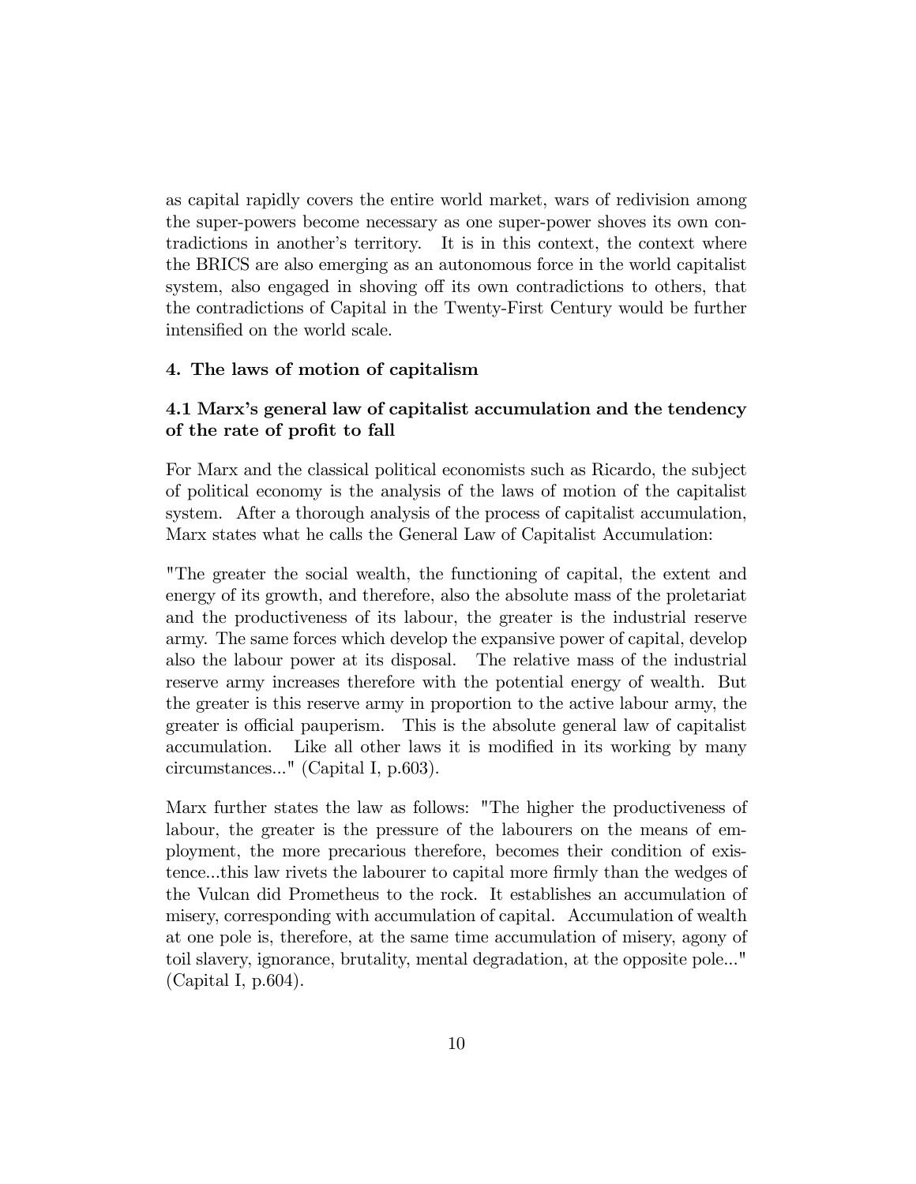as capital rapidly covers the entire world market, wars of redivision among the super-powers become necessary as one super-power shoves its own contradictions in another's territory. It is in this context, the context where the BRICS are also emerging as an autonomous force in the world capitalist system, also engaged in shoving off its own contradictions to others, that the contradictions of Capital in the Twenty-First Century would be further intensified on the world scale.

## 4. The laws of motion of capitalism

### 4.1 Marx's general law of capitalist accumulation and the tendency of the rate of profit to fall

For Marx and the classical political economists such as Ricardo, the subject of political economy is the analysis of the laws of motion of the capitalist system. After a thorough analysis of the process of capitalist accumulation, Marx states what he calls the General Law of Capitalist Accumulation:

"The greater the social wealth, the functioning of capital, the extent and energy of its growth, and therefore, also the absolute mass of the proletariat and the productiveness of its labour, the greater is the industrial reserve army. The same forces which develop the expansive power of capital, develop also the labour power at its disposal. The relative mass of the industrial reserve army increases therefore with the potential energy of wealth. But the greater is this reserve army in proportion to the active labour army, the greater is official pauperism. This is the absolute general law of capitalist accumulation. Like all other laws it is modified in its working by many circumstances..." (Capital I, p.603).

Marx further states the law as follows: "The higher the productiveness of labour, the greater is the pressure of the labourers on the means of employment, the more precarious therefore, becomes their condition of existence...this law rivets the labourer to capital more firmly than the wedges of the Vulcan did Prometheus to the rock. It establishes an accumulation of misery, corresponding with accumulation of capital. Accumulation of wealth at one pole is, therefore, at the same time accumulation of misery, agony of toil slavery, ignorance, brutality, mental degradation, at the opposite pole..." (Capital I, p.604).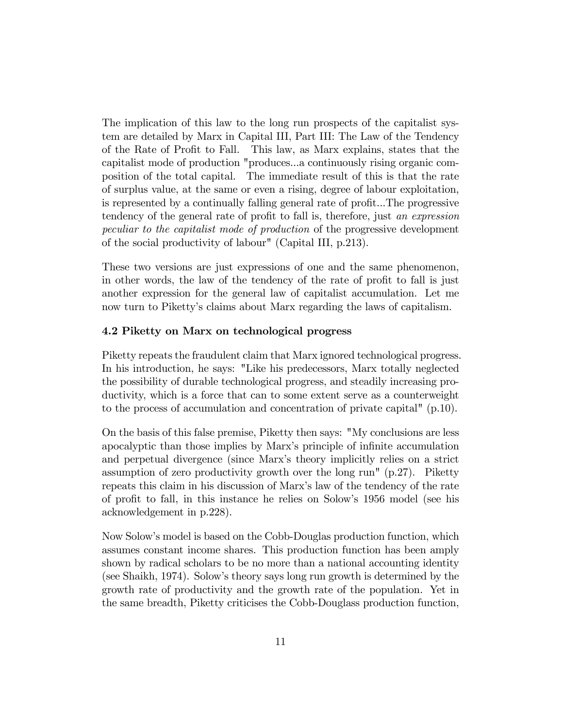The implication of this law to the long run prospects of the capitalist system are detailed by Marx in Capital III, Part III: The Law of the Tendency of the Rate of Profit to Fall. This law, as Marx explains, states that the capitalist mode of production "produces...a continuously rising organic composition of the total capital. The immediate result of this is that the rate of surplus value, at the same or even a rising, degree of labour exploitation, is represented by a continually falling general rate of profit...The progressive tendency of the general rate of profit to fall is, therefore, just *an expression peculiar to the capitalist mode of production* of the progressive development of the social productivity of labour" (Capital III, p.213).

These two versions are just expressions of one and the same phenomenon, in other words, the law of the tendency of the rate of profit to fall is just another expression for the general law of capitalist accumulation. Let me now turn to Piketty's claims about Marx regarding the laws of capitalism.

### 4.2 Piketty on Marx on technological progress

Piketty repeats the fraudulent claim that Marx ignored technological progress. In his introduction, he says: "Like his predecessors, Marx totally neglected the possibility of durable technological progress, and steadily increasing productivity, which is a force that can to some extent serve as a counterweight to the process of accumulation and concentration of private capital" (p.10).

On the basis of this false premise, Piketty then says: "My conclusions are less apocalyptic than those implies by Marx's principle of infinite accumulation and perpetual divergence (since Marx's theory implicitly relies on a strict assumption of zero productivity growth over the long run" (p.27). Piketty repeats this claim in his discussion of Marx's law of the tendency of the rate of profit to fall, in this instance he relies on Solow's 1956 model (see his acknowledgement in p.228).

Now Solow's model is based on the Cobb-Douglas production function, which assumes constant income shares. This production function has been amply shown by radical scholars to be no more than a national accounting identity (see Shaikh, 1974). Solow's theory says long run growth is determined by the growth rate of productivity and the growth rate of the population. Yet in the same breadth, Piketty criticises the Cobb-Douglass production function,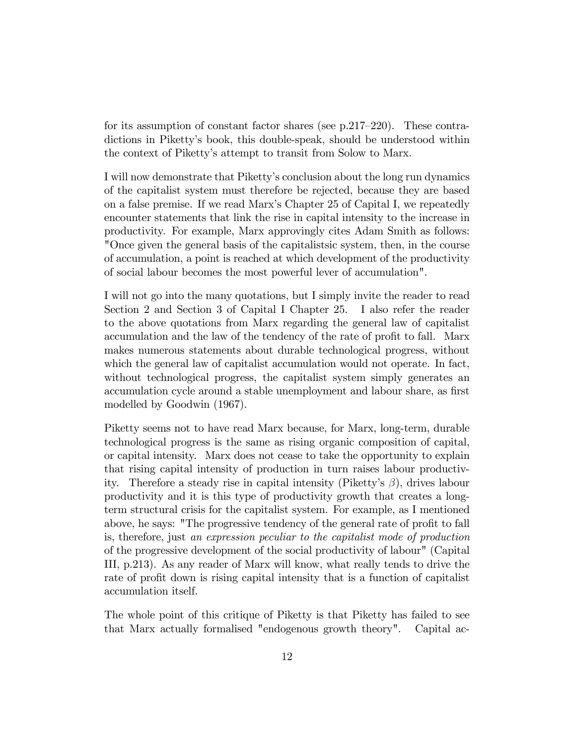for its assumption of constant factor shares (see p.217–220). These contradictions in Piketty's book, this double-speak, should be understood within the context of Piketty's attempt to transit from Solow to Marx.

I will now demonstrate that Piketty's conclusion about the long run dynamics of the capitalist system must therefore be rejected, because they are based on a false premise. If we read Marx's Chapter 25 of Capital I, we repeatedly encounter statements that link the rise in capital intensity to the increase in productivity. For example, Marx approvingly cites Adam Smith as follows: "Once given the general basis of the capitalistsic system, then, in the course of accumulation, a point is reached at which development of the productivity of social labour becomes the most powerful lever of accumulation".

I will not go into the many quotations, but I simply invite the reader to read Section 2 and Section 3 of Capital I Chapter 25. I also refer the reader to the above quotations from Marx regarding the general law of capitalist accumulation and the law of the tendency of the rate of profit to fall. Marx makes numerous statements about durable technological progress, without which the general law of capitalist accumulation would not operate. In fact, without technological progress, the capitalist system simply generates an accumulation cycle around a stable unemployment and labour share, as first modelled by Goodwin (1967).

Piketty seems not to have read Marx because, for Marx, long-term, durable technological progress is the same as rising organic composition of capital, or capital intensity. Marx does not cease to take the opportunity to explain that rising capital intensity of production in turn raises labour productivity. Therefore a steady rise in capital intensity (Piketty's $\beta$), drives labour productivity and it is this type of productivity growth that creates a long-term structural crisis for the capitalist system. For example, as I mentioned above, he says: "The progressive tendency of the general rate of profit to fall is, therefore, just *an expression peculiar to the capitalist mode of production* of the progressive development of the social productivity of labour" (Capital III, p.213). As any reader of Marx will know, what really tends to drive the rate of profit down is rising capital intensity that is a function of capitalist accumulation itself.

The whole point of this critique of Piketty is that Piketty has failed to see that Marx actually formalised "endogenous growth theory". Capital ac-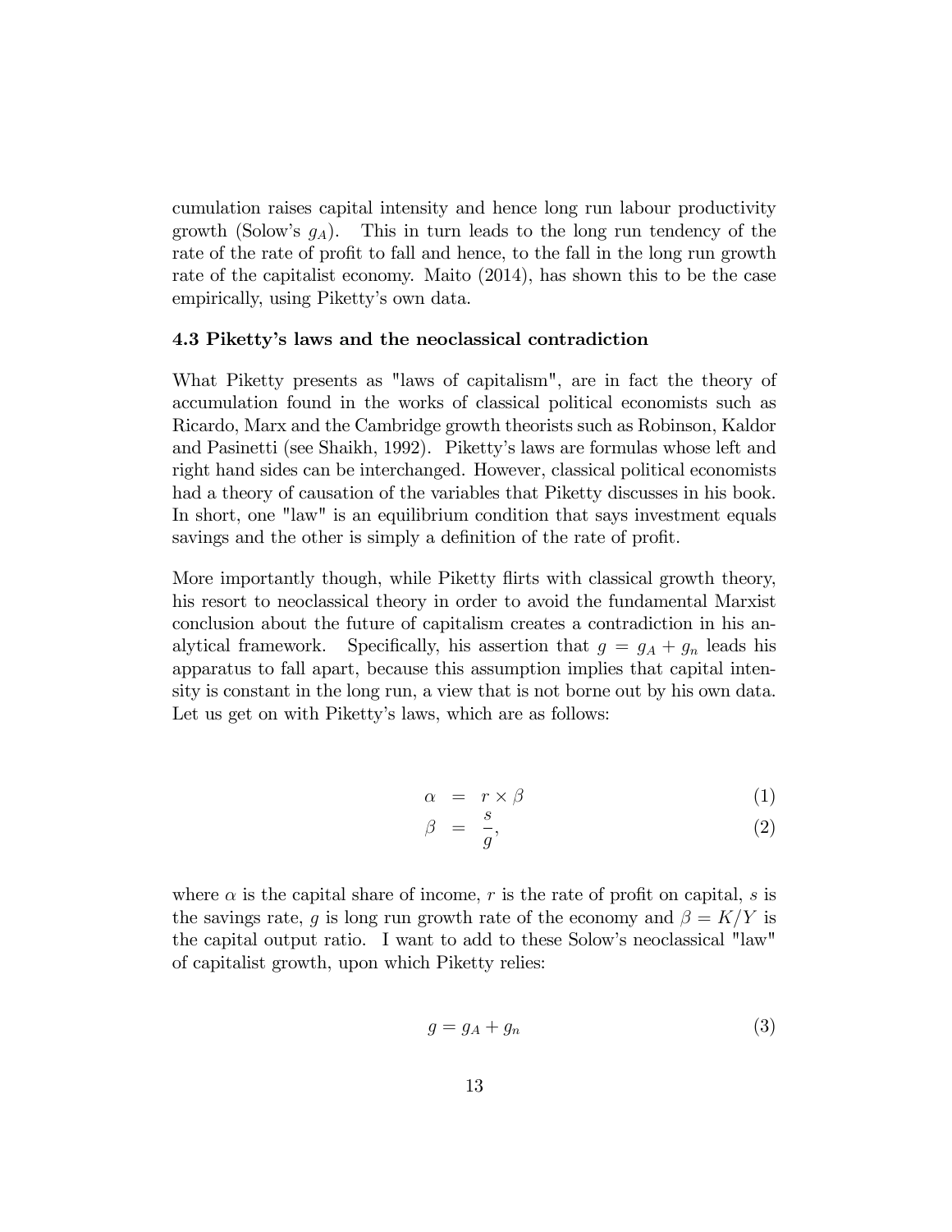cumulation raises capital intensity and hence long run labour productivity growth (Solow's $g_A$). This in turn leads to the long run tendency of the rate of the rate of profit to fall and hence, to the fall in the long run growth rate of the capitalist economy. Maito (2014), has shown this to be the case empirically, using Piketty's own data.

### 4.3 Piketty's laws and the neoclassical contradiction

What Piketty presents as "laws of capitalism", are in fact the theory of accumulation found in the works of classical political economists such as Ricardo, Marx and the Cambridge growth theorists such as Robinson, Kaldor and Pasinetti (see Shaikh, 1992). Piketty's laws are formulas whose left and right hand sides can be interchanged. However, classical political economists had a theory of causation of the variables that Piketty discusses in his book. In short, one "law" is an equilibrium condition that says investment equals savings and the other is simply a definition of the rate of profit.

More importantly though, while Piketty flirts with classical growth theory, his resort to neoclassical theory in order to avoid the fundamental Marxist conclusion about the future of capitalism creates a contradiction in his analytical framework. Specifically, his assertion that $g = g_A + g_n$ leads his apparatus to fall apart, because this assumption implies that capital intensity is constant in the long run, a view that is not borne out by his own data. Let us get on with Piketty's laws, which are as follows:

$$\alpha = r \times \beta \tag{1}$$

$$\beta = \frac{s}{g}, \tag{2}$$

where $\alpha$ is the capital share of income, $r$ is the rate of profit on capital, $s$ is the savings rate, $g$ is long run growth rate of the economy and $\beta = K/Y$ is the capital output ratio. I want to add to these Solow's neoclassical "law" of capitalist growth, upon which Piketty relies:

$$g = g_A + g_n \tag{3}$$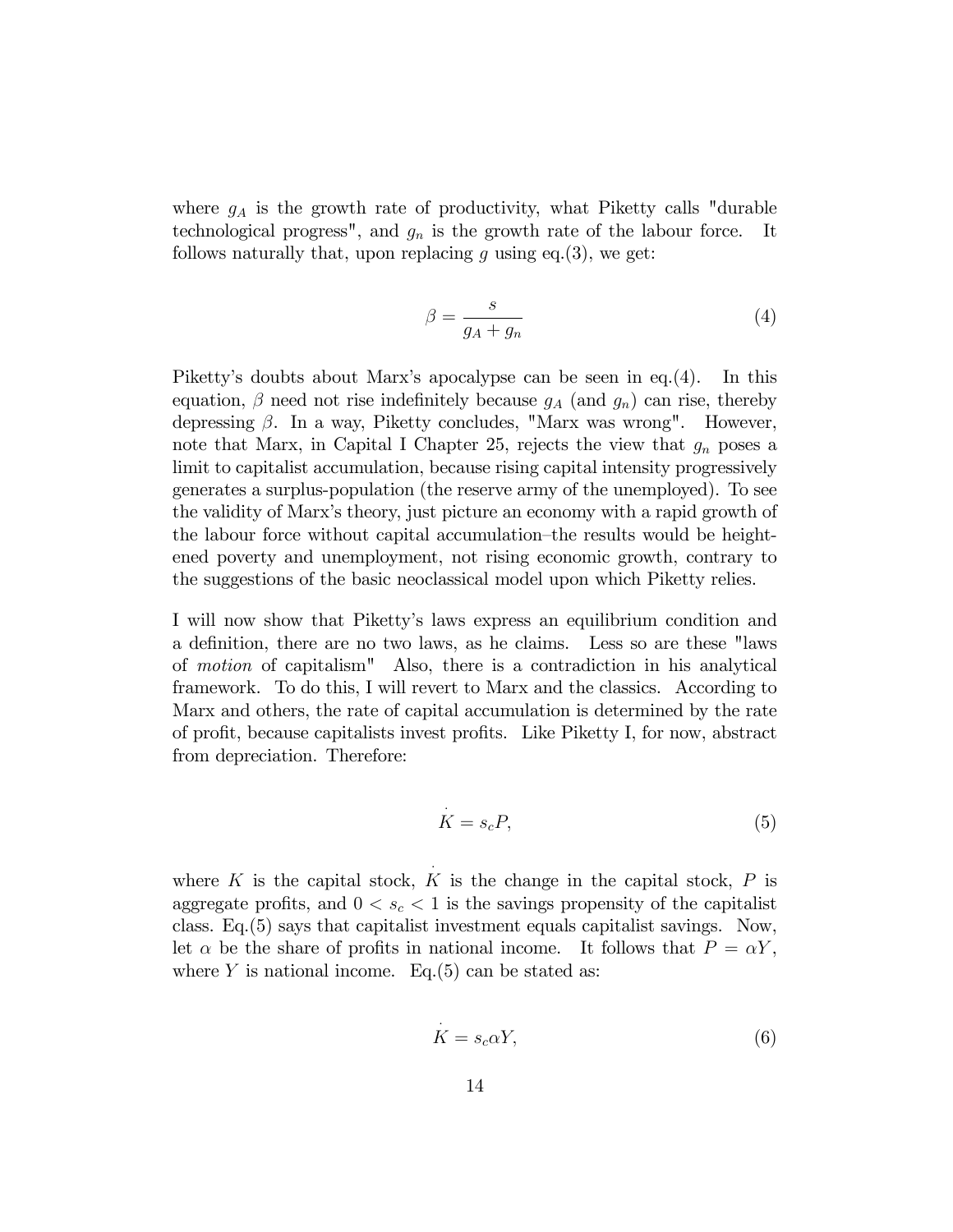where $g_A$ is the growth rate of productivity, what Piketty calls "durable technological progress", and $g_n$ is the growth rate of the labour force. It follows naturally that, upon replacing $g$ using eq.(3), we get:

$$\beta = \frac{s}{g_A + g_n} \tag{4}$$

Piketty's doubts about Marx's apocalypse can be seen in eq.(4). In this equation, $\beta$ need not rise indefinitely because $g_A$ (and $g_n$) can rise, thereby depressing $\beta$. In a way, Piketty concludes, "Marx was wrong". However, note that Marx, in Capital I Chapter 25, rejects the view that $g_n$ poses a limit to capitalist accumulation, because rising capital intensity progressively generates a surplus-population (the reserve army of the unemployed). To see the validity of Marx's theory, just picture an economy with a rapid growth of the labour force without capital accumulation–the results would be heightened poverty and unemployment, not rising economic growth, contrary to the suggestions of the basic neoclassical model upon which Piketty relies.

I will now show that Piketty's laws express an equilibrium condition and a definition, there are no two laws, as he claims. Less so are these "laws of *motion* of capitalism" Also, there is a contradiction in his analytical framework. To do this, I will revert to Marx and the classics. According to Marx and others, the rate of capital accumulation is determined by the rate of profit, because capitalists invest profits. Like Piketty I, for now, abstract from depreciation. Therefore:

$$\dot{K} = s_c P, \tag{5}$$

where $K$ is the capital stock, $\dot{K}$ is the change in the capital stock, $P$ is aggregate profits, and $0 < s_c < 1$ is the savings propensity of the capitalist class. Eq.(5) says that capitalist investment equals capitalist savings. Now, let $\alpha$ be the share of profits in national income. It follows that $P = \alpha Y$, where $Y$ is national income. Eq.(5) can be stated as:

$$\dot{K} = s_c \alpha Y, \tag{6}$$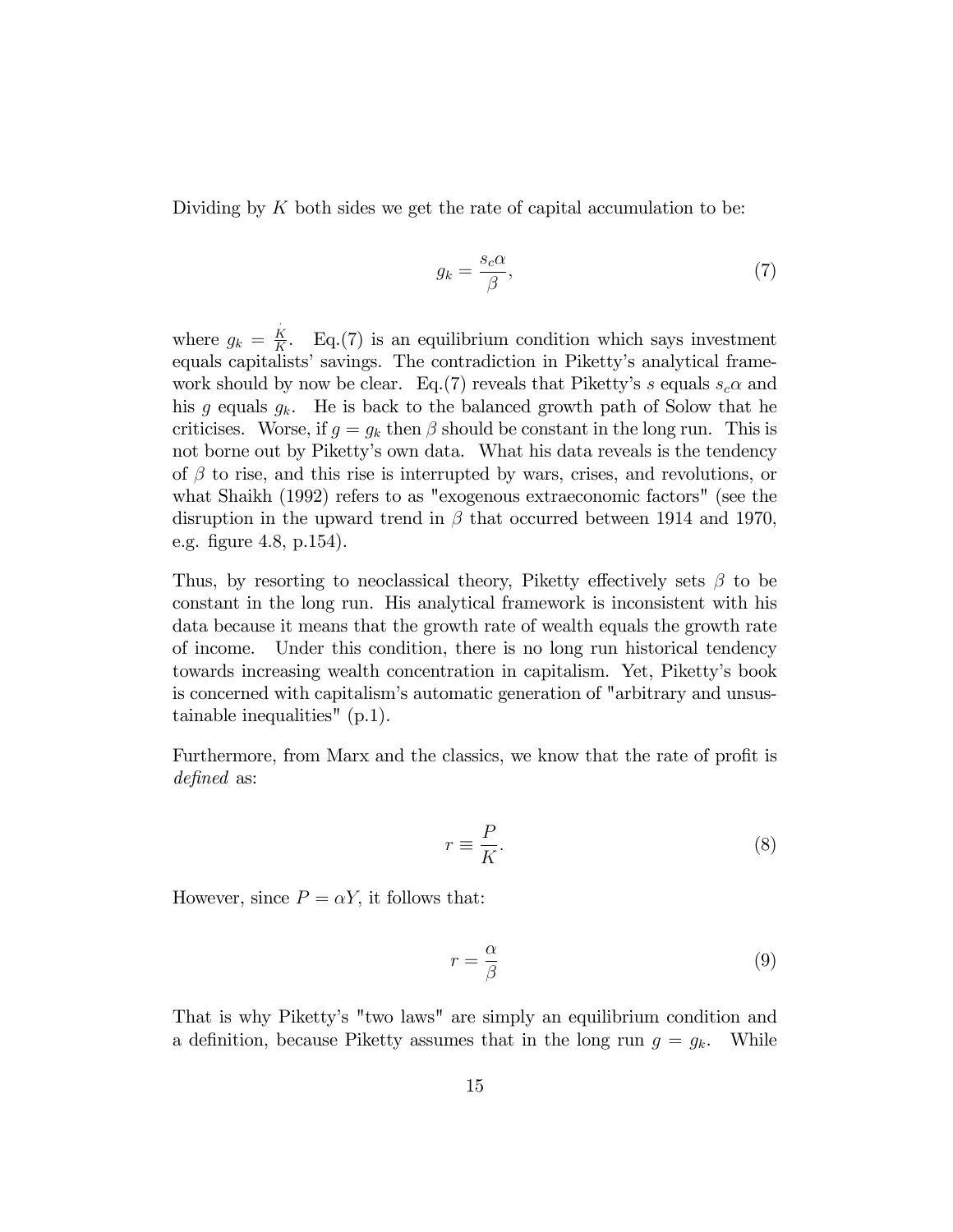Dividing by $K$ both sides we get the rate of capital accumulation to be:

$$g_k = \frac{s_c \alpha}{\beta}, \tag{7}$$

where $g_k = \frac{\dot{K}}{K}$. Eq.(7) is an equilibrium condition which says investment equals capitalists' savings. The contradiction in Piketty's analytical framework should by now be clear. Eq.(7) reveals that Piketty's $s$ equals $s_c \alpha$ and his $g$ equals $g_k$. He is back to the balanced growth path of Solow that he criticises. Worse, if $g = g_k$ then $\beta$ should be constant in the long run. This is not borne out by Piketty's own data. What his data reveals is the tendency of $\beta$ to rise, and this rise is interrupted by wars, crises, and revolutions, or what Shaikh (1992) refers to as "exogenous extraeconomic factors" (see the disruption in the upward trend in $\beta$ that occurred between 1914 and 1970, e.g. figure 4.8, p.154).

Thus, by resorting to neoclassical theory, Piketty effectively sets $\beta$ to be constant in the long run. His analytical framework is inconsistent with his data because it means that the growth rate of wealth equals the growth rate of income. Under this condition, there is no long run historical tendency towards increasing wealth concentration in capitalism. Yet, Piketty's book is concerned with capitalism's automatic generation of "arbitrary and unsustainable inequalities" (p.1).

Furthermore, from Marx and the classics, we know that the rate of profit is *defined* as:

$$r \equiv \frac{P}{K}. \tag{8}$$

However, since $P = \alpha Y$, it follows that:

$$r = \frac{\alpha}{\beta} \tag{9}$$

That is why Piketty's "two laws" are simply an equilibrium condition and a definition, because Piketty assumes that in the long run $g = g_k$. While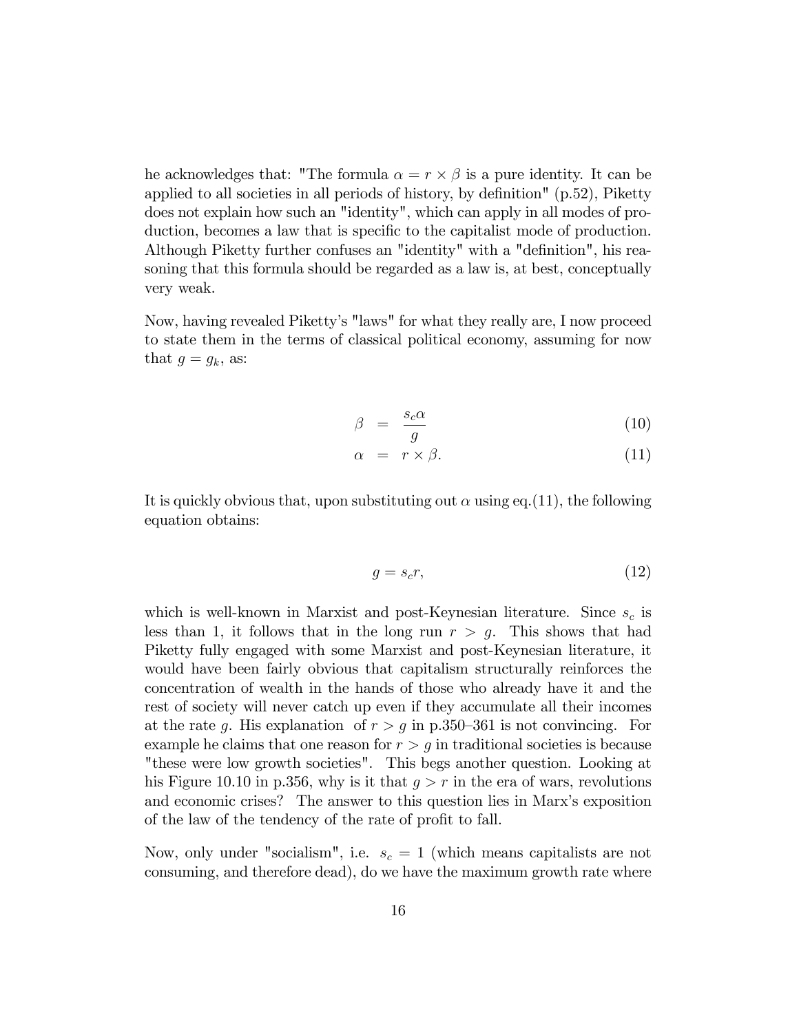he acknowledges that: "The formula $\alpha = r \times \beta$ is a pure identity. It can be applied to all societies in all periods of history, by definition" (p.52), Piketty does not explain how such an "identity", which can apply in all modes of production, becomes a law that is specific to the capitalist mode of production. Although Piketty further confuses an "identity" with a "definition", his reasoning that this formula should be regarded as a law is, at best, conceptually very weak.

Now, having revealed Piketty's "laws" for what they really are, I now proceed to state them in the terms of classical political economy, assuming for now that $g = g_k$, as:

$$\beta = \frac{s_c \alpha}{g} \tag{10}$$

$$\alpha = r \times \beta. \tag{11}$$

It is quickly obvious that, upon substituting out $\alpha$ using eq.(11), the following equation obtains:

$$g = s_c r, \tag{12}$$

which is well-known in Marxist and post-Keynesian literature. Since $s_c$ is less than 1, it follows that in the long run $r > g$. This shows that had Piketty fully engaged with some Marxist and post-Keynesian literature, it would have been fairly obvious that capitalism structurally reinforces the concentration of wealth in the hands of those who already have it and the rest of society will never catch up even if they accumulate all their incomes at the rate $g$. His explanation of $r > g$ in p.350–361 is not convincing. For example he claims that one reason for $r > g$ in traditional societies is because "these were low growth societies". This begs another question. Looking at his Figure 10.10 in p.356, why is it that $g > r$ in the era of wars, revolutions and economic crises? The answer to this question lies in Marx's exposition of the law of the tendency of the rate of profit to fall.

Now, only under "socialism", i.e. $s_c = 1$ (which means capitalists are not consuming, and therefore dead), do we have the maximum growth rate where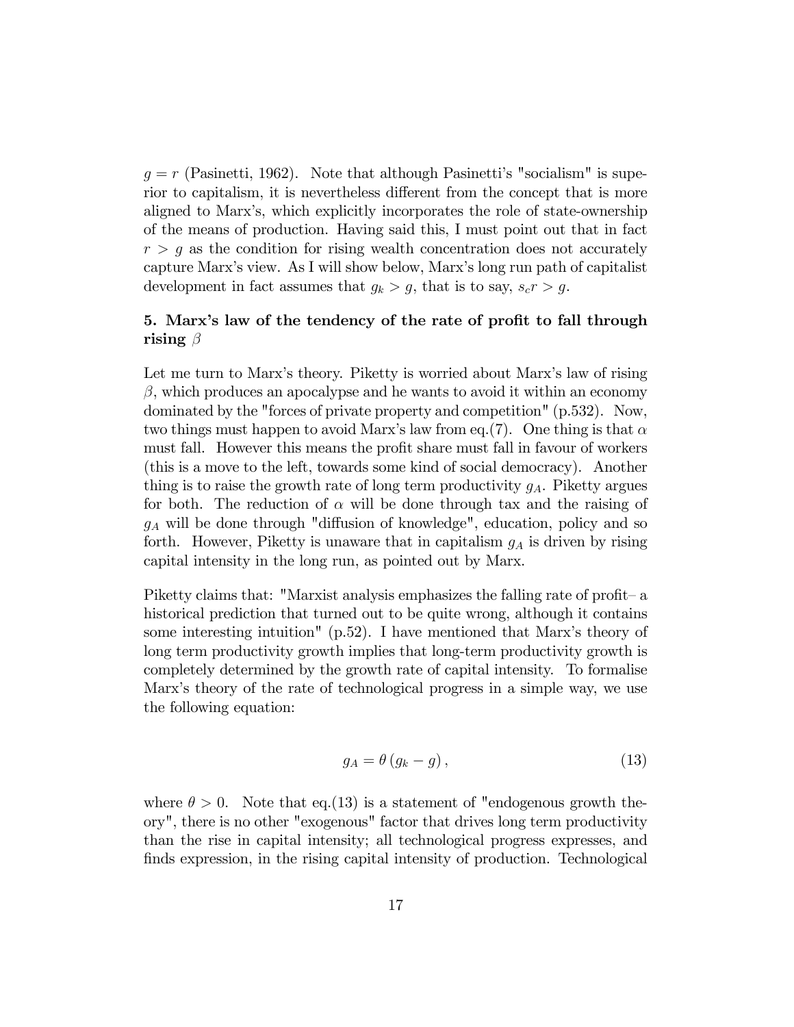$g = r$ (Pasinetti, 1962). Note that although Pasinetti's "socialism" is superior to capitalism, it is nevertheless different from the concept that is more aligned to Marx's, which explicitly incorporates the role of state-ownership of the means of production. Having said this, I must point out that in fact $r > g$ as the condition for rising wealth concentration does not accurately capture Marx's view. As I will show below, Marx's long run path of capitalist development in fact assumes that $g_k > g$, that is to say, $s_c r > g$.

### 5. Marx's law of the tendency of the rate of profit to fall through rising $\beta$

Let me turn to Marx's theory. Piketty is worried about Marx's law of rising $\beta$, which produces an apocalypse and he wants to avoid it within an economy dominated by the "forces of private property and competition" (p.532). Now, two things must happen to avoid Marx's law from eq.(7). One thing is that $\alpha$ must fall. However this means the profit share must fall in favour of workers (this is a move to the left, towards some kind of social democracy). Another thing is to raise the growth rate of long term productivity $g_A$. Piketty argues for both. The reduction of $\alpha$ will be done through tax and the raising of $g_A$ will be done through "diffusion of knowledge", education, policy and so forth. However, Piketty is unaware that in capitalism $g_A$ is driven by rising capital intensity in the long run, as pointed out by Marx.

Piketty claims that: "Marxist analysis emphasizes the falling rate of profit– a historical prediction that turned out to be quite wrong, although it contains some interesting intuition" (p.52). I have mentioned that Marx's theory of long term productivity growth implies that long-term productivity growth is completely determined by the growth rate of capital intensity. To formalise Marx's theory of the rate of technological progress in a simple way, we use the following equation:

$$g_A = \theta \left( g_k - g \right), \tag{13}$$

where $\theta > 0$. Note that eq.(13) is a statement of "endogenous growth theory", there is no other "exogenous" factor that drives long term productivity than the rise in capital intensity; all technological progress expresses, and finds expression, in the rising capital intensity of production. Technological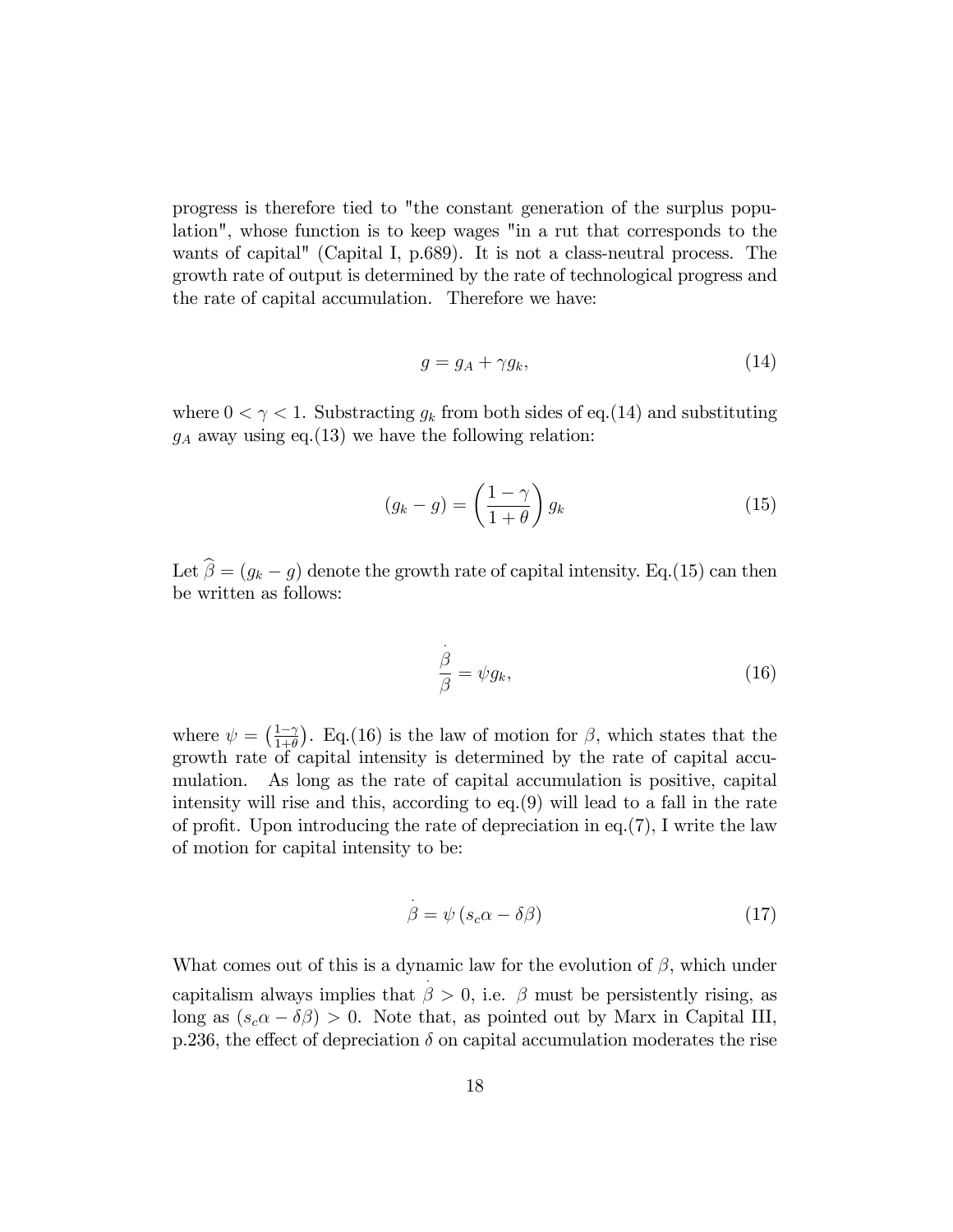progress is therefore tied to "the constant generation of the surplus population", whose function is to keep wages "in a rut that corresponds to the wants of capital" (Capital I, p.689). It is not a class-neutral process. The growth rate of output is determined by the rate of technological progress and the rate of capital accumulation. Therefore we have:

$$g = g_A + \gamma g_k, \tag{14}$$

where $0 < \gamma < 1$. Substracting $g_k$ from both sides of eq.(14) and substituting $g_A$ away using eq.(13) we have the following relation:

$$(g_k - g) = \left(\frac{1-\gamma}{1+\theta}\right) g_k \tag{15}$$

Let $\widehat{\beta} = (g_k - g)$ denote the growth rate of capital intensity. Eq.(15) can then be written as follows:

$$\frac{\dot{\beta}}{\beta} = \psi g_k, \tag{16}$$

where $\psi = \left(\frac{1-\gamma}{1+\theta}\right)$. Eq.(16) is the law of motion for $\beta$, which states that the growth rate of capital intensity is determined by the rate of capital accumulation. As long as the rate of capital accumulation is positive, capital intensity will rise and this, according to eq.(9) will lead to a fall in the rate of profit. Upon introducing the rate of depreciation in eq.(7), I write the law of motion for capital intensity to be:

$$\dot{\beta} = \psi \left(s_c \alpha - \delta \beta\right) \tag{17}$$

What comes out of this is a dynamic law for the evolution of $\beta$, which under capitalism always implies that $\dot{\beta} > 0$, i.e. $\beta$ must be persistently rising, as long as $(s_c \alpha - \delta \beta) > 0$. Note that, as pointed out by Marx in Capital III, p.236, the effect of depreciation $\delta$ on capital accumulation moderates the rise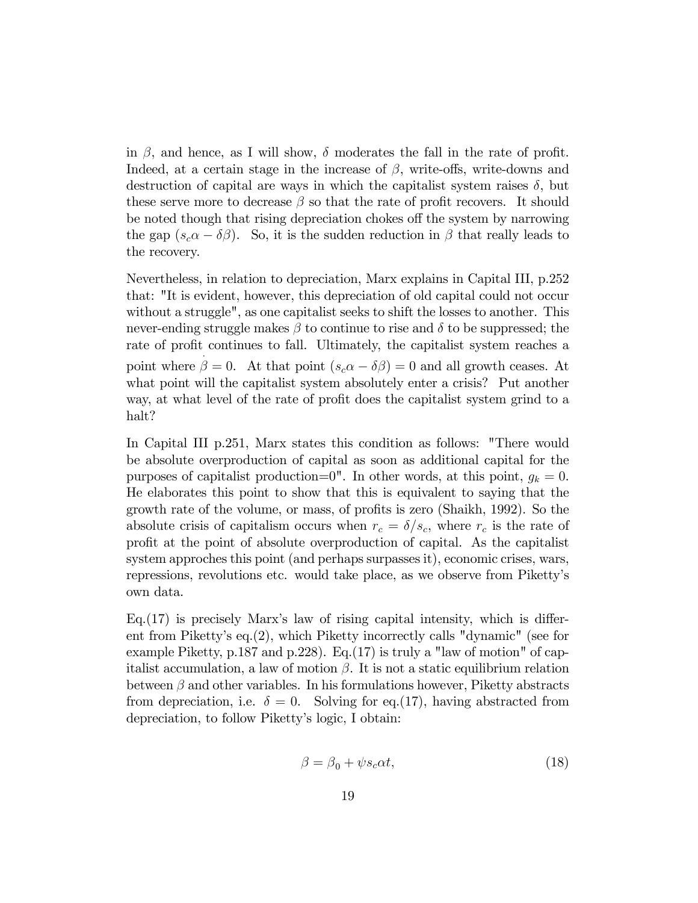in $\beta$, and hence, as I will show, $\delta$ moderates the fall in the rate of profit. Indeed, at a certain stage in the increase of $\beta$, write-offs, write-downs and destruction of capital are ways in which the capitalist system raises $\delta$, but these serve more to decrease $\beta$ so that the rate of profit recovers. It should be noted though that rising depreciation chokes off the system by narrowing the gap $(s_c\alpha - \delta\beta)$. So, it is the sudden reduction in $\beta$ that really leads to the recovery.

Nevertheless, in relation to depreciation, Marx explains in Capital III, p.252 that: "It is evident, however, this depreciation of old capital could not occur without a struggle", as one capitalist seeks to shift the losses to another. This never-ending struggle makes $\beta$ to continue to rise and $\delta$ to be suppressed; the rate of profit continues to fall. Ultimately, the capitalist system reaches a point where $\dot{\beta} = 0$. At that point $(s_c\alpha - \delta\beta) = 0$ and all growth ceases. At what point will the capitalist system absolutely enter a crisis? Put another way, at what level of the rate of profit does the capitalist system grind to a halt?

In Capital III p.251, Marx states this condition as follows: "There would be absolute overproduction of capital as soon as additional capital for the purposes of capitalist production=0". In other words, at this point, $g_k = 0$. He elaborates this point to show that this is equivalent to saying that the growth rate of the volume, or mass, of profits is zero (Shaikh, 1992). So the absolute crisis of capitalism occurs when $r_c = \delta/s_c$, where $r_c$ is the rate of profit at the point of absolute overproduction of capital. As the capitalist system approches this point (and perhaps surpasses it), economic crises, wars, repressions, revolutions etc. would take place, as we observe from Piketty's own data.

Eq.(17) is precisely Marx's law of rising capital intensity, which is different from Piketty's eq.(2), which Piketty incorrectly calls "dynamic" (see for example Piketty, p.187 and p.228). Eq.(17) is truly a "law of motion" of capitalist accumulation, a law of motion $\beta$. It is not a static equilibrium relation between $\beta$ and other variables. In his formulations however, Piketty abstracts from depreciation, i.e. $\delta = 0$. Solving for eq.(17), having abstracted from depreciation, to follow Piketty's logic, I obtain:

$$\beta = \beta_0 + \psi s_c \alpha t, \tag{18}$$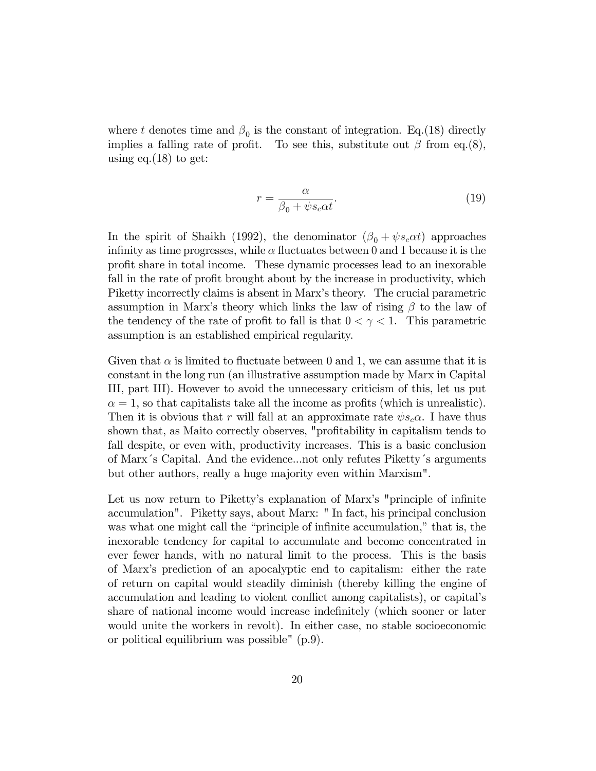where $t$ denotes time and $\beta_0$ is the constant of integration. Eq.(18) directly implies a falling rate of profit. To see this, substitute out $\beta$ from eq.(8), using eq.(18) to get:

$$r = \frac{\alpha}{\beta_0 + \psi s_c \alpha t}. \tag{19}$$

In the spirit of Shaikh (1992), the denominator $(\beta_0 + \psi s_c \alpha t)$ approaches infinity as time progresses, while $\alpha$ fluctuates between 0 and 1 because it is the profit share in total income. These dynamic processes lead to an inexorable fall in the rate of profit brought about by the increase in productivity, which Piketty incorrectly claims is absent in Marx's theory. The crucial parametric assumption in Marx's theory which links the law of rising $\beta$ to the law of the tendency of the rate of profit to fall is that $0 < \gamma < 1$. This parametric assumption is an established empirical regularity.

Given that $\alpha$ is limited to fluctuate between 0 and 1, we can assume that it is constant in the long run (an illustrative assumption made by Marx in Capital III, part III). However to avoid the unnecessary criticism of this, let us put $\alpha = 1$, so that capitalists take all the income as profits (which is unrealistic). Then it is obvious that $r$ will fall at an approximate rate $\psi s_c \alpha$. I have thus shown that, as Maito correctly observes, "profitability in capitalism tends to fall despite, or even with, productivity increases. This is a basic conclusion of Marx´s Capital. And the evidence...not only refutes Piketty´s arguments but other authors, really a huge majority even within Marxism".

Let us now return to Piketty's explanation of Marx's "principle of infinite accumulation". Piketty says, about Marx: " In fact, his principal conclusion was what one might call the "principle of infinite accumulation," that is, the inexorable tendency for capital to accumulate and become concentrated in ever fewer hands, with no natural limit to the process. This is the basis of Marx's prediction of an apocalyptic end to capitalism: either the rate of return on capital would steadily diminish (thereby killing the engine of accumulation and leading to violent conflict among capitalists), or capital's share of national income would increase indefinitely (which sooner or later would unite the workers in revolt). In either case, no stable socioeconomic or political equilibrium was possible" (p.9).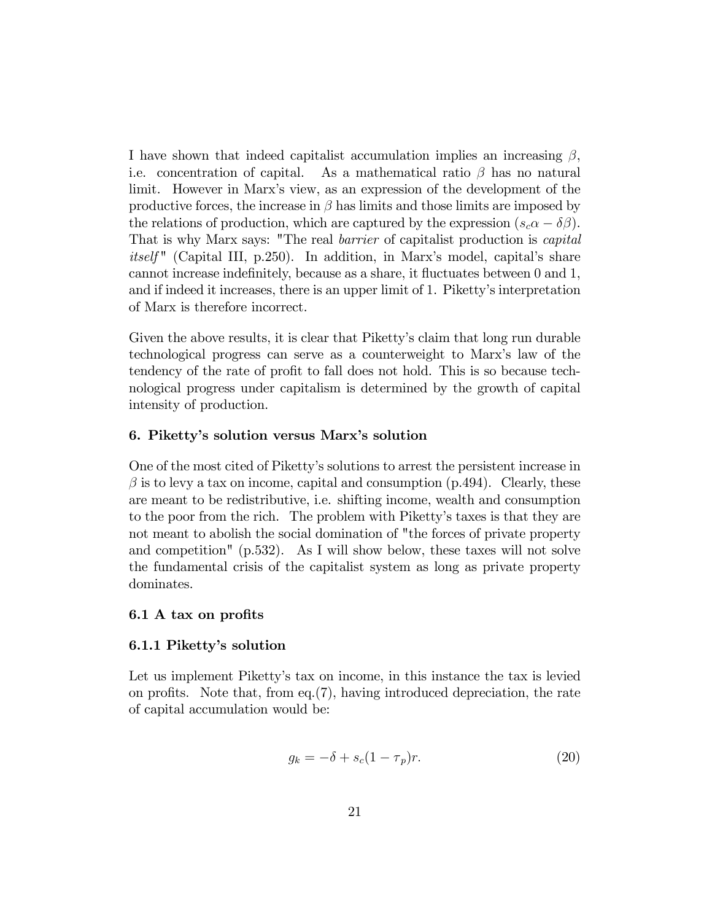I have shown that indeed capitalist accumulation implies an increasing $\beta$, i.e. concentration of capital. As a mathematical ratio $\beta$ has no natural limit. However in Marx's view, as an expression of the development of the productive forces, the increase in $\beta$ has limits and those limits are imposed by the relations of production, which are captured by the expression $(s_c\alpha - \delta\beta)$. That is why Marx says: "The real *barrier* of capitalist production is *capital itself*" (Capital III, p.250). In addition, in Marx's model, capital's share cannot increase indefinitely, because as a share, it fluctuates between 0 and 1, and if indeed it increases, there is an upper limit of 1. Piketty's interpretation of Marx is therefore incorrect.

Given the above results, it is clear that Piketty's claim that long run durable technological progress can serve as a counterweight to Marx's law of the tendency of the rate of profit to fall does not hold. This is so because technological progress under capitalism is determined by the growth of capital intensity of production.

### 6. Piketty's solution versus Marx's solution

One of the most cited of Piketty's solutions to arrest the persistent increase in $\beta$ is to levy a tax on income, capital and consumption (p.494). Clearly, these are meant to be redistributive, i.e. shifting income, wealth and consumption to the poor from the rich. The problem with Piketty's taxes is that they are not meant to abolish the social domination of "the forces of private property and competition" (p.532). As I will show below, these taxes will not solve the fundamental crisis of the capitalist system as long as private property dominates.

#### 6.1 A tax on profits

#### 6.1.1 Piketty's solution

Let us implement Piketty's tax on income, in this instance the tax is levied on profits. Note that, from eq.(7), having introduced depreciation, the rate of capital accumulation would be:

$$g_k = -\delta + s_c(1 - \tau_p)r. \tag{20}$$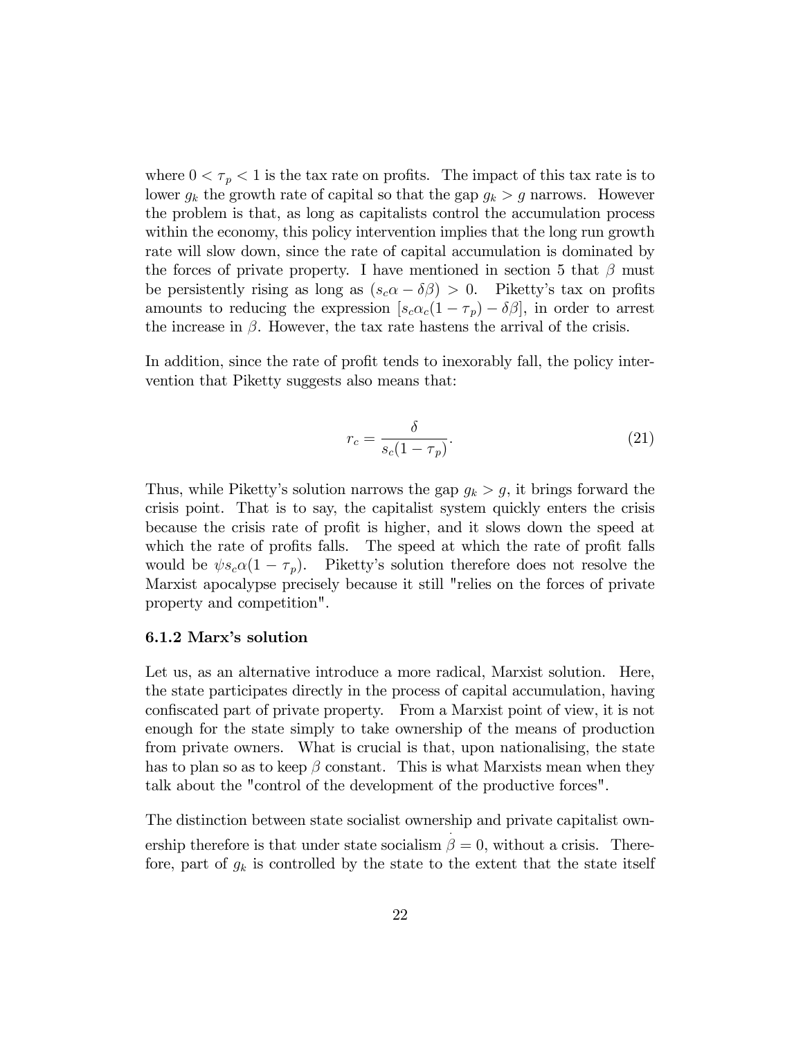where $0 < \tau_p < 1$ is the tax rate on profits. The impact of this tax rate is to lower $g_k$ the growth rate of capital so that the gap $g_k > g$ narrows. However the problem is that, as long as capitalists control the accumulation process within the economy, this policy intervention implies that the long run growth rate will slow down, since the rate of capital accumulation is dominated by the forces of private property. I have mentioned in section 5 that $\beta$ must be persistently rising as long as $(s_c\alpha - \delta\beta) > 0$. Piketty's tax on profits amounts to reducing the expression $[s_c\alpha_c(1-\tau_p) - \delta\beta]$, in order to arrest the increase in $\beta$. However, the tax rate hastens the arrival of the crisis.

In addition, since the rate of profit tends to inexorably fall, the policy intervention that Piketty suggests also means that:

$$r_c = \frac{\delta}{s_c(1-\tau_p)}. \tag{21}$$

Thus, while Piketty's solution narrows the gap $g_k > g$, it brings forward the crisis point. That is to say, the capitalist system quickly enters the crisis because the crisis rate of profit is higher, and it slows down the speed at which the rate of profits falls. The speed at which the rate of profit falls would be $\psi s_c \alpha(1-\tau_p)$. Piketty's solution therefore does not resolve the Marxist apocalypse precisely because it still "relies on the forces of private property and competition".

### 6.1.2 Marx's solution

Let us, as an alternative introduce a more radical, Marxist solution. Here, the state participates directly in the process of capital accumulation, having confiscated part of private property. From a Marxist point of view, it is not enough for the state simply to take ownership of the means of production from private owners. What is crucial is that, upon nationalising, the state has to plan so as to keep $\beta$ constant. This is what Marxists mean when they talk about the "control of the development of the productive forces".

The distinction between state socialist ownership and private capitalist ownership therefore is that under state socialism $\dot{\beta} = 0$, without a crisis. Therefore, part of $g_k$ is controlled by the state to the extent that the state itself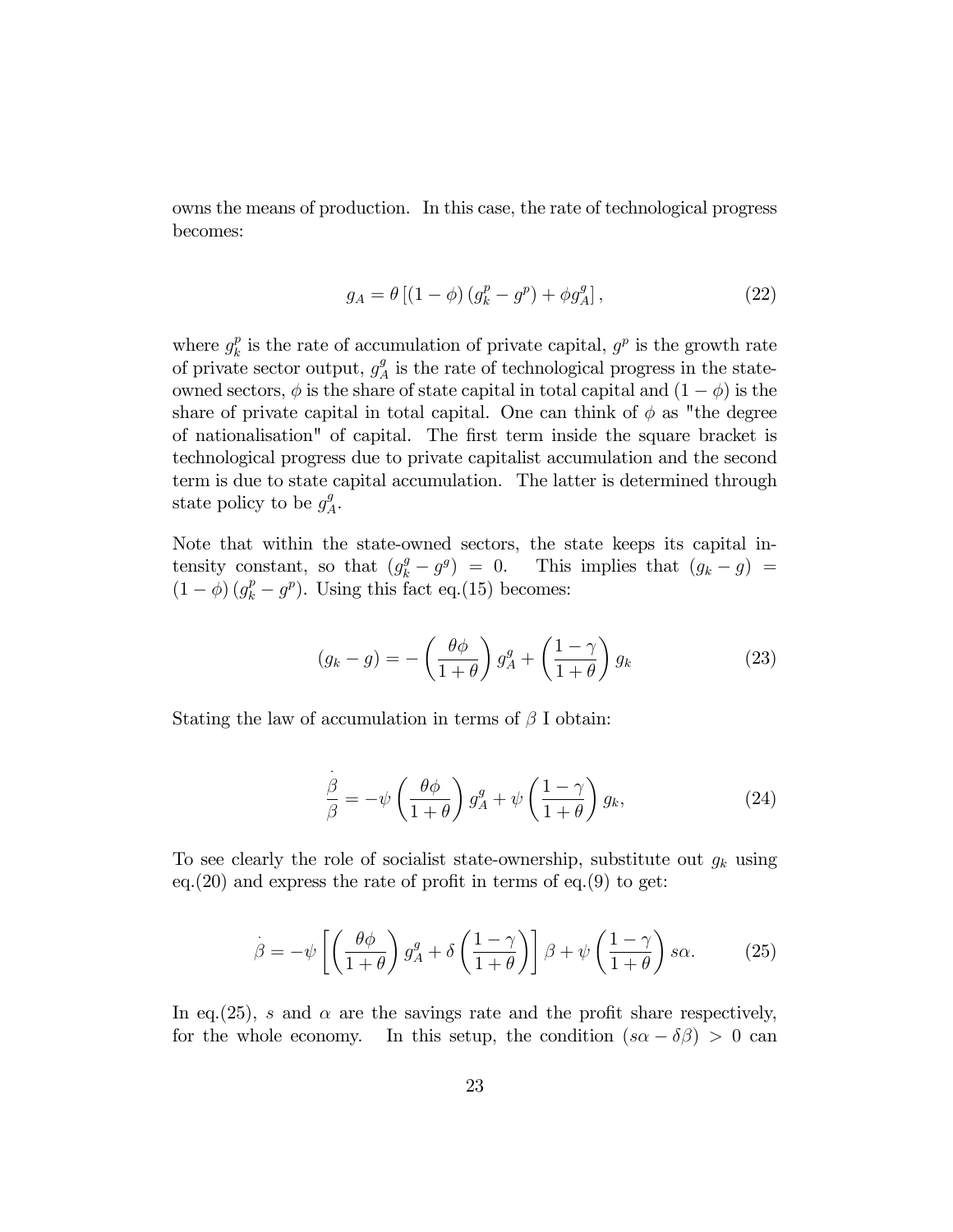owns the means of production. In this case, the rate of technological progress becomes:

$$g_A = \theta \left[ (1 - \phi) \left( g_k^p - g^p \right) + \phi g_A^g \right], \tag{22}$$

where $g_k^p$ is the rate of accumulation of private capital, $g^p$ is the growth rate of private sector output, $g_A^g$ is the rate of technological progress in the state-owned sectors, $\phi$ is the share of state capital in total capital and $(1 - \phi)$ is the share of private capital in total capital. One can think of $\phi$ as "the degree of nationalisation" of capital. The first term inside the square bracket is technological progress due to private capitalist accumulation and the second term is due to state capital accumulation. The latter is determined through state policy to be $g_A^g$.

Note that within the state-owned sectors, the state keeps its capital intensity constant, so that $(g_k^g - g^g) = 0$. This implies that $(g_k - g) = (1 - \phi)(g_k^p - g^p)$. Using this fact eq.(15) becomes:

$$(g_k - g) = -\left( \frac{\theta \phi}{1 + \theta} \right) g_A^g + \left( \frac{1 - \gamma}{1 + \theta} \right) g_k \tag{23}$$

Stating the law of accumulation in terms of $\beta$ I obtain:

$$\frac{\dot{\beta}}{\beta} = -\psi \left( \frac{\theta \phi}{1 + \theta} \right) g_A^g + \psi \left( \frac{1 - \gamma}{1 + \theta} \right) g_k, \tag{24}$$

To see clearly the role of socialist state-ownership, substitute out $g_k$ using eq.(20) and express the rate of profit in terms of eq.(9) to get:

$$\dot{\beta} = -\psi \left[ \left( \frac{\theta \phi}{1 + \theta} \right) g_A^g + \delta \left( \frac{1 - \gamma}{1 + \theta} \right) \right] \beta + \psi \left( \frac{1 - \gamma}{1 + \theta} \right) s \alpha. \tag{25}$$

In eq.(25), $s$ and $\alpha$ are the savings rate and the profit share respectively, for the whole economy. In this setup, the condition $(s\alpha - \delta\beta) > 0$ can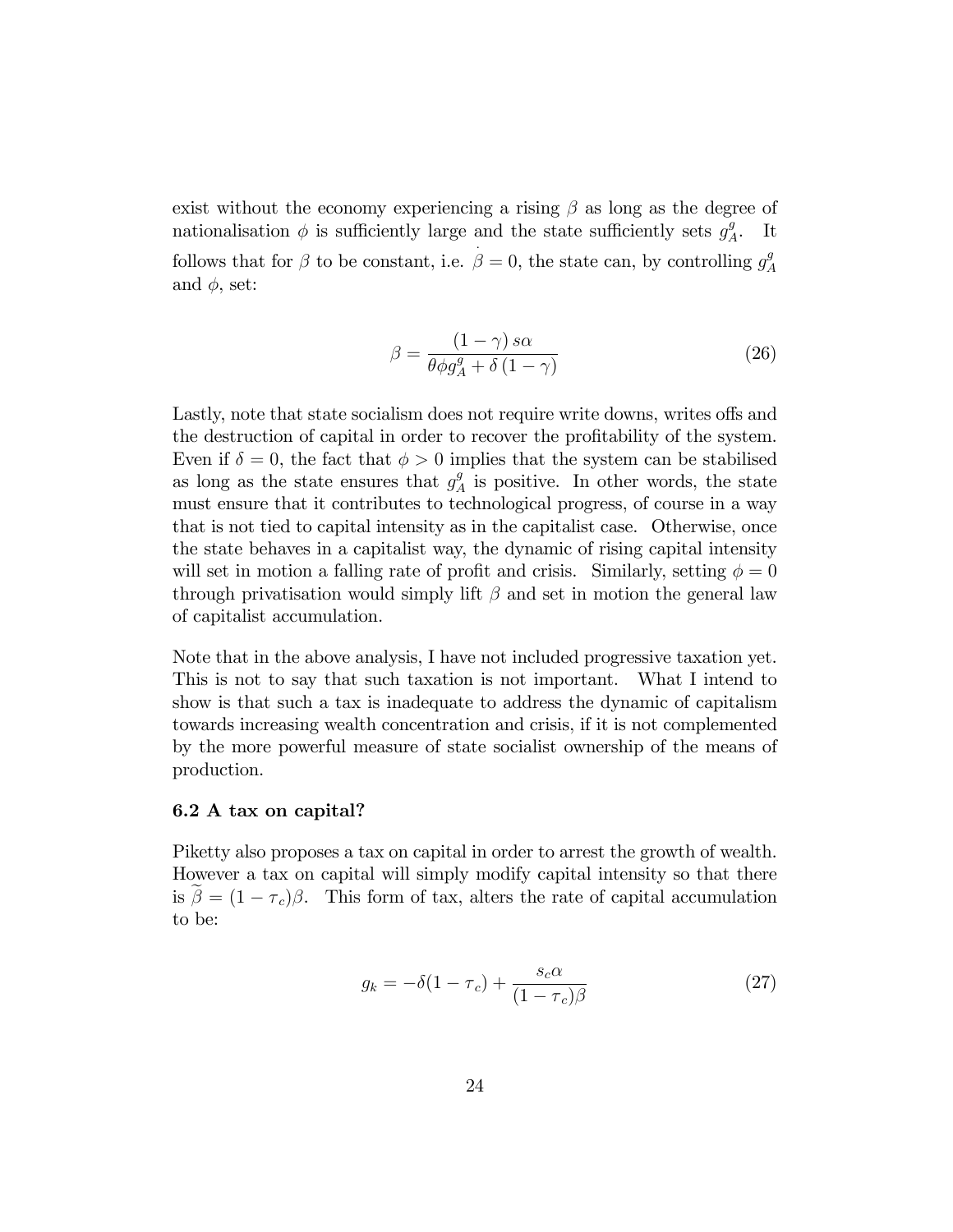exist without the economy experiencing a rising $\beta$ as long as the degree of nationalisation $\phi$ is sufficiently large and the state sufficiently sets $g_A^g$. It follows that for $\beta$ to be constant, i.e. $\dot{\beta} = 0$, the state can, by controlling $g_A^g$ and $\phi$, set:

$$\beta = \frac{(1-\gamma)\, s\alpha}{\theta\phi g_A^g + \delta\,(1-\gamma)} \tag{26}$$

Lastly, note that state socialism does not require write downs, writes offs and the destruction of capital in order to recover the profitability of the system. Even if $\delta = 0$, the fact that $\phi > 0$ implies that the system can be stabilised as long as the state ensures that $g_A^g$ is positive. In other words, the state must ensure that it contributes to technological progress, of course in a way that is not tied to capital intensity as in the capitalist case. Otherwise, once the state behaves in a capitalist way, the dynamic of rising capital intensity will set in motion a falling rate of profit and crisis. Similarly, setting $\phi = 0$ through privatisation would simply lift $\beta$ and set in motion the general law of capitalist accumulation.

Note that in the above analysis, I have not included progressive taxation yet. This is not to say that such taxation is not important. What I intend to show is that such a tax is inadequate to address the dynamic of capitalism towards increasing wealth concentration and crisis, if it is not complemented by the more powerful measure of state socialist ownership of the means of production.

### 6.2 A tax on capital?

Piketty also proposes a tax on capital in order to arrest the growth of wealth. However a tax on capital will simply modify capital intensity so that there is $\widetilde{\beta} = (1 - \tau_c)\beta$. This form of tax, alters the rate of capital accumulation to be:

$$g_k = -\delta(1-\tau_c) + \frac{s_c\alpha}{(1-\tau_c)\beta} \tag{27}$$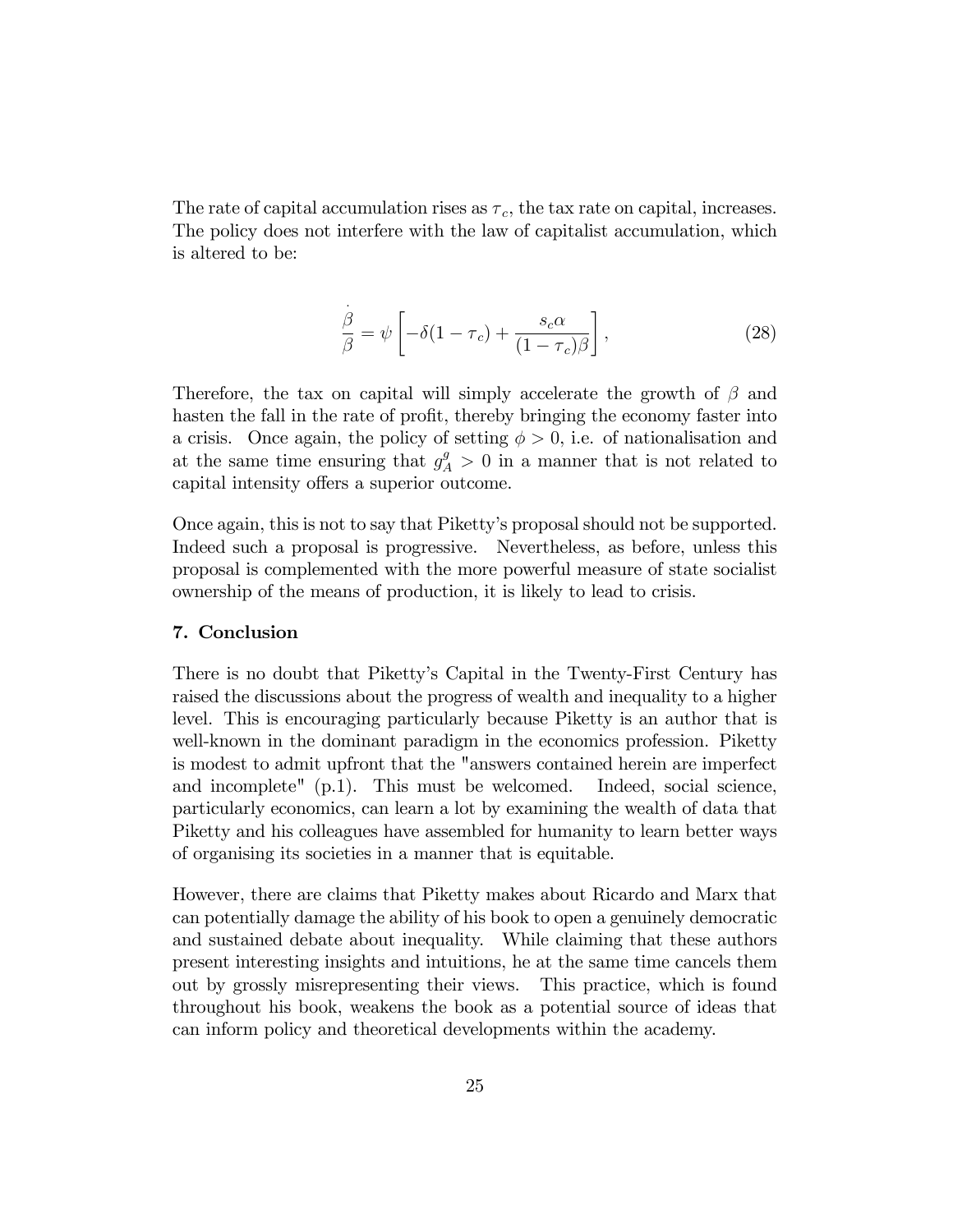The rate of capital accumulation rises as $\tau_c$, the tax rate on capital, increases. The policy does not interfere with the law of capitalist accumulation, which is altered to be:

$$\frac{\dot{\beta}}{\beta} = \psi \left[ -\delta(1 - \tau_c) + \frac{s_c \alpha}{(1 - \tau_c)\beta} \right], \tag{28}$$

Therefore, the tax on capital will simply accelerate the growth of $\beta$ and hasten the fall in the rate of profit, thereby bringing the economy faster into a crisis. Once again, the policy of setting $\phi > 0$, i.e. of nationalisation and at the same time ensuring that $g_A^g > 0$ in a manner that is not related to capital intensity offers a superior outcome.

Once again, this is not to say that Piketty's proposal should not be supported. Indeed such a proposal is progressive. Nevertheless, as before, unless this proposal is complemented with the more powerful measure of state socialist ownership of the means of production, it is likely to lead to crisis.

### 7. Conclusion

There is no doubt that Piketty's Capital in the Twenty-First Century has raised the discussions about the progress of wealth and inequality to a higher level. This is encouraging particularly because Piketty is an author that is well-known in the dominant paradigm in the economics profession. Piketty is modest to admit upfront that the "answers contained herein are imperfect and incomplete" (p.1). This must be welcomed. Indeed, social science, particularly economics, can learn a lot by examining the wealth of data that Piketty and his colleagues have assembled for humanity to learn better ways of organising its societies in a manner that is equitable.

However, there are claims that Piketty makes about Ricardo and Marx that can potentially damage the ability of his book to open a genuinely democratic and sustained debate about inequality. While claiming that these authors present interesting insights and intuitions, he at the same time cancels them out by grossly misrepresenting their views. This practice, which is found throughout his book, weakens the book as a potential source of ideas that can inform policy and theoretical developments within the academy.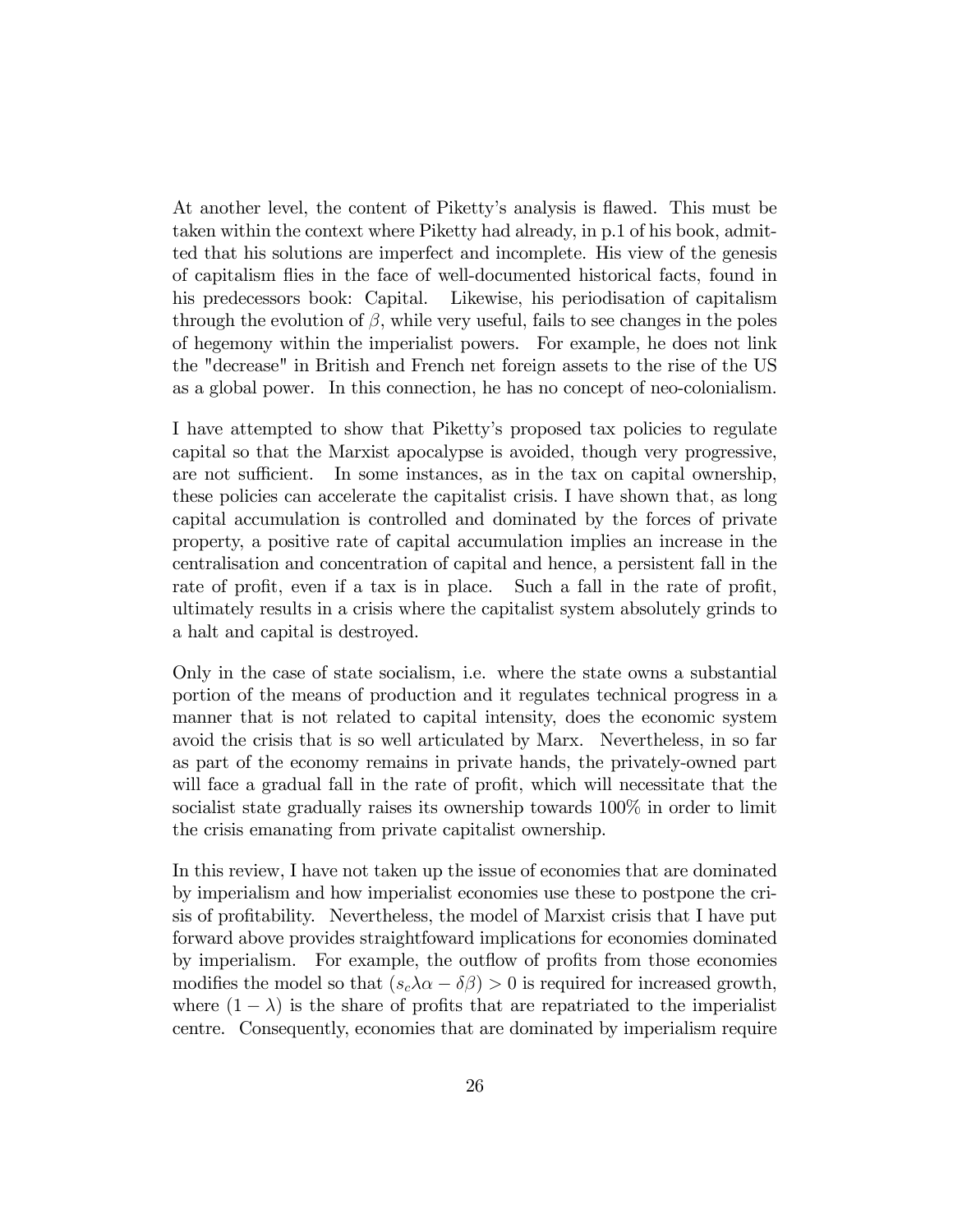At another level, the content of Piketty's analysis is flawed. This must be taken within the context where Piketty had already, in p.1 of his book, admitted that his solutions are imperfect and incomplete. His view of the genesis of capitalism flies in the face of well-documented historical facts, found in his predecessors book: Capital. Likewise, his periodisation of capitalism through the evolution of $\beta$, while very useful, fails to see changes in the poles of hegemony within the imperialist powers. For example, he does not link the "decrease" in British and French net foreign assets to the rise of the US as a global power. In this connection, he has no concept of neo-colonialism.

I have attempted to show that Piketty's proposed tax policies to regulate capital so that the Marxist apocalypse is avoided, though very progressive, are not sufficient. In some instances, as in the tax on capital ownership, these policies can accelerate the capitalist crisis. I have shown that, as long capital accumulation is controlled and dominated by the forces of private property, a positive rate of capital accumulation implies an increase in the centralisation and concentration of capital and hence, a persistent fall in the rate of profit, even if a tax is in place. Such a fall in the rate of profit, ultimately results in a crisis where the capitalist system absolutely grinds to a halt and capital is destroyed.

Only in the case of state socialism, i.e. where the state owns a substantial portion of the means of production and it regulates technical progress in a manner that is not related to capital intensity, does the economic system avoid the crisis that is so well articulated by Marx. Nevertheless, in so far as part of the economy remains in private hands, the privately-owned part will face a gradual fall in the rate of profit, which will necessitate that the socialist state gradually raises its ownership towards 100% in order to limit the crisis emanating from private capitalist ownership.

In this review, I have not taken up the issue of economies that are dominated by imperialism and how imperialist economies use these to postpone the crisis of profitability. Nevertheless, the model of Marxist crisis that I have put forward above provides straightfoward implications for economies dominated by imperialism. For example, the outflow of profits from those economies modifies the model so that $(s_c\lambda\alpha - \delta\beta) > 0$ is required for increased growth, where $(1 - \lambda)$ is the share of profits that are repatriated to the imperialist centre. Consequently, economies that are dominated by imperialism require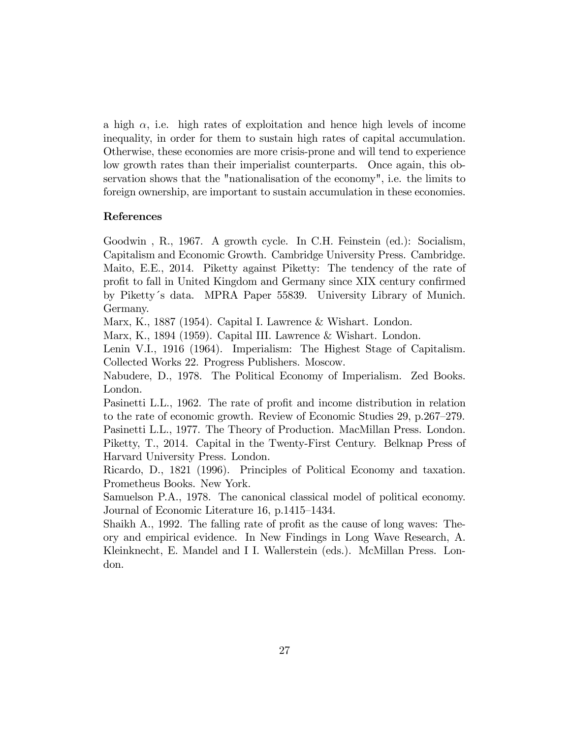a high $\alpha$, i.e. high rates of exploitation and hence high levels of income inequality, in order for them to sustain high rates of capital accumulation. Otherwise, these economies are more crisis-prone and will tend to experience low growth rates than their imperialist counterparts. Once again, this observation shows that the "nationalisation of the economy", i.e. the limits to foreign ownership, are important to sustain accumulation in these economies.

**References**

Goodwin , R., 1967. A growth cycle. In C.H. Feinstein (ed.): Socialism, Capitalism and Economic Growth. Cambridge University Press. Cambridge.

Maito, E.E., 2014. Piketty against Piketty: The tendency of the rate of profit to fall in United Kingdom and Germany since XIX century confirmed by Piketty´s data. MPRA Paper 55839. University Library of Munich. Germany.

Marx, K., 1887 (1954). Capital I. Lawrence & Wishart. London.

Marx, K., 1894 (1959). Capital III. Lawrence & Wishart. London.

Lenin V.I., 1916 (1964). Imperialism: The Highest Stage of Capitalism. Collected Works 22. Progress Publishers. Moscow.

Nabudere, D., 1978. The Political Economy of Imperialism. Zed Books. London.

Pasinetti L.L., 1962. The rate of profit and income distribution in relation to the rate of economic growth. Review of Economic Studies 29, p.267–279.

Pasinetti L.L., 1977. The Theory of Production. MacMillan Press. London.

Piketty, T., 2014. Capital in the Twenty-First Century. Belknap Press of Harvard University Press. London.

Ricardo, D., 1821 (1996). Principles of Political Economy and taxation. Prometheus Books. New York.

Samuelson P.A., 1978. The canonical classical model of political economy. Journal of Economic Literature 16, p.1415–1434.

Shaikh A., 1992. The falling rate of profit as the cause of long waves: Theory and empirical evidence. In New Findings in Long Wave Research, A. Kleinknecht, E. Mandel and I I. Wallerstein (eds.). McMillan Press. London.